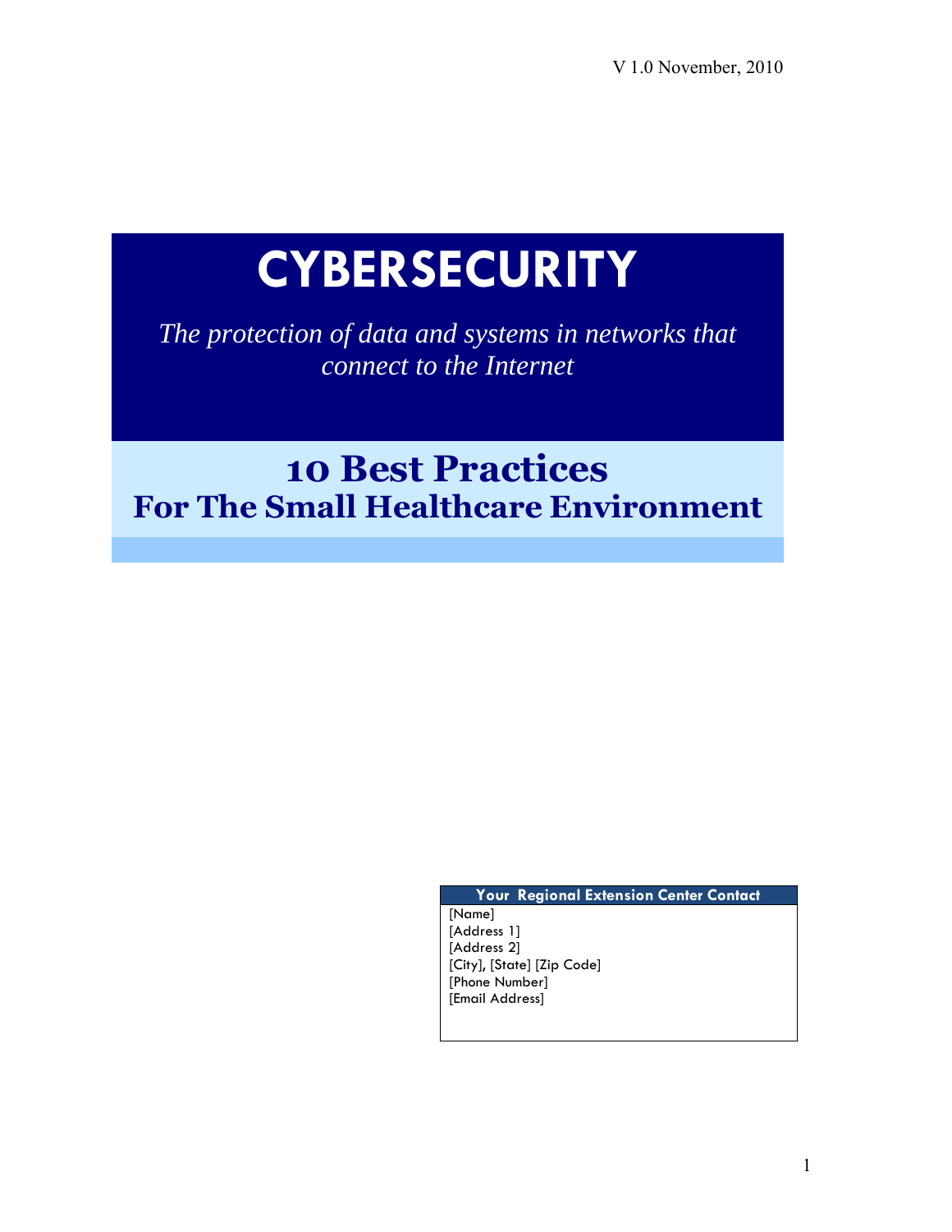V 1.0 November, 2010

# CYBERSECURITY

*The protection of data and systems in networks that connect to the Internet*

## 10 Best Practices
## For The Small Healthcare Environment

| Your Regional Extension Center Contact |
| --- |
| [Name]<br>[Address 1]<br>[Address 2]<br>[City], [State] [Zip Code]<br>[Phone Number]<br>[Email Address] |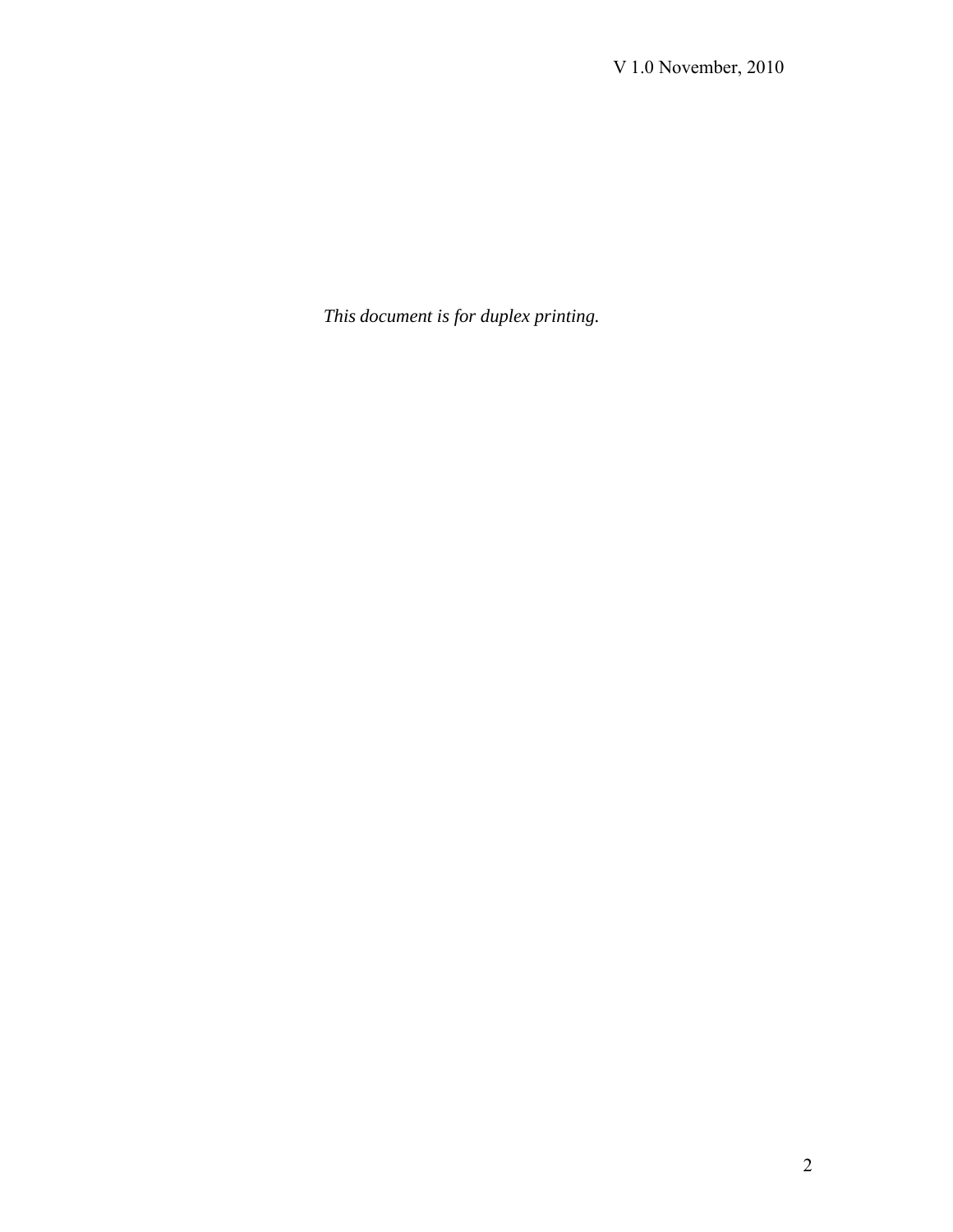V 1.0 November, 2010

*This document is for duplex printing.*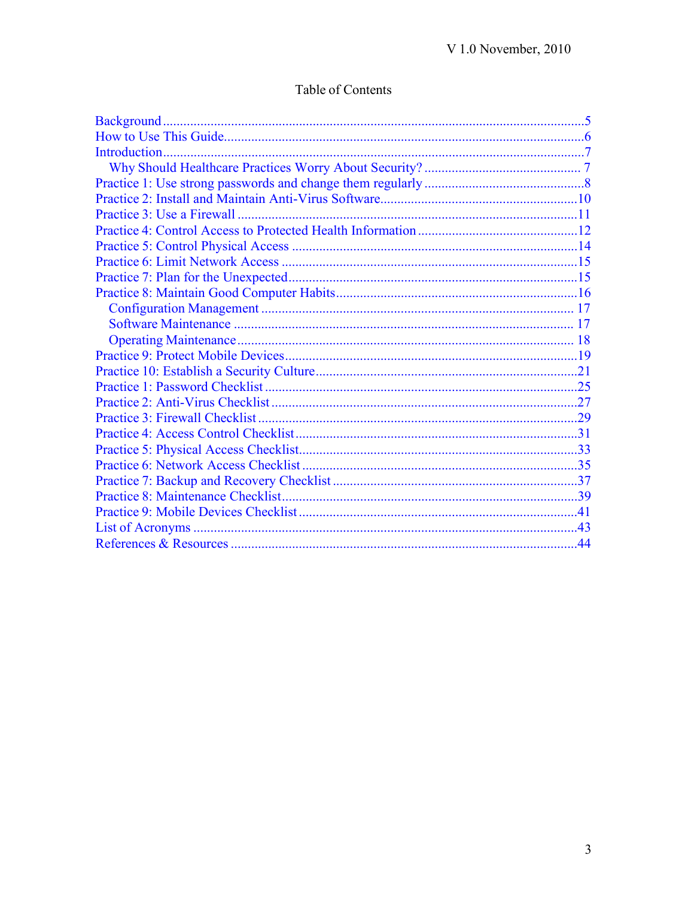Table of Contents

- Background ....................................................................................................................5
- How to Use This Guide....................................................................................................6
- Introduction....................................................................................................................7
  - Why Should Healthcare Practices Worry About Security? ............................................ 7
- Practice 1: Use strong passwords and change them regularly ..............................................8
- Practice 2: Install and Maintain Anti-Virus Software.........................................................10
- Practice 3: Use a Firewall ..............................................................................................11
- Practice 4: Control Access to Protected Health Information ...............................................12
- Practice 5: Control Physical Access ...............................................................................14
- Practice 6: Limit Network Access ..................................................................................15
- Practice 7: Plan for the Unexpected................................................................................15
- Practice 8: Maintain Good Computer Habits....................................................................16
  - Configuration Management ...................................................................................... 17
  - Software Maintenance ............................................................................................. 17
  - Operating Maintenance............................................................................................ 18
- Practice 9: Protect Mobile Devices.................................................................................19
- Practice 10: Establish a Security Culture.........................................................................21
- Practice 1: Password Checklist ......................................................................................25
- Practice 2: Anti-Virus Checklist .....................................................................................27
- Practice 3: Firewall Checklist ........................................................................................29
- Practice 4: Access Control Checklist...............................................................................31
- Practice 5: Physical Access Checklist..............................................................................33
- Practice 6: Network Access Checklist .............................................................................35
- Practice 7: Backup and Recovery Checklist .....................................................................37
- Practice 8: Maintenance Checklist..................................................................................39
- Practice 9: Mobile Devices Checklist ..............................................................................41
- List of Acronyms ..........................................................................................................43
- References & Resources ................................................................................................44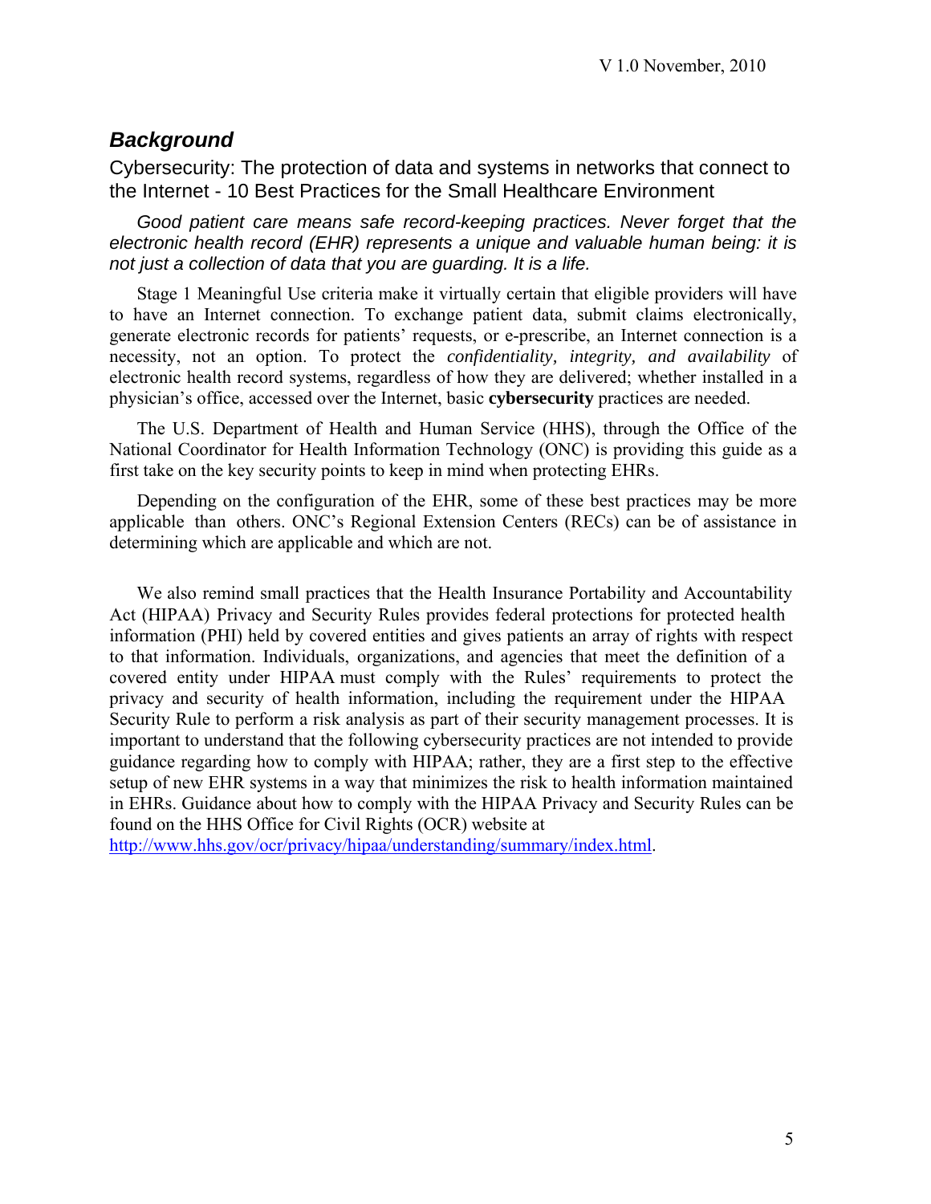## *Background*

### Cybersecurity: The protection of data and systems in networks that connect to the Internet - 10 Best Practices for the Small Healthcare Environment

*Good patient care means safe record-keeping practices. Never forget that the electronic health record (EHR) represents a unique and valuable human being: it is not just a collection of data that you are guarding. It is a life.*

Stage 1 Meaningful Use criteria make it virtually certain that eligible providers will have to have an Internet connection. To exchange patient data, submit claims electronically, generate electronic records for patients' requests, or e-prescribe, an Internet connection is a necessity, not an option. To protect the *confidentiality, integrity, and availability* of electronic health record systems, regardless of how they are delivered; whether installed in a physician's office, accessed over the Internet, basic **cybersecurity** practices are needed.

The U.S. Department of Health and Human Service (HHS), through the Office of the National Coordinator for Health Information Technology (ONC) is providing this guide as a first take on the key security points to keep in mind when protecting EHRs.

Depending on the configuration of the EHR, some of these best practices may be more applicable than others. ONC's Regional Extension Centers (RECs) can be of assistance in determining which are applicable and which are not.

We also remind small practices that the Health Insurance Portability and Accountability Act (HIPAA) Privacy and Security Rules provides federal protections for protected health information (PHI) held by covered entities and gives patients an array of rights with respect to that information. Individuals, organizations, and agencies that meet the definition of a covered entity under HIPAA must comply with the Rules' requirements to protect the privacy and security of health information, including the requirement under the HIPAA Security Rule to perform a risk analysis as part of their security management processes. It is important to understand that the following cybersecurity practices are not intended to provide guidance regarding how to comply with HIPAA; rather, they are a first step to the effective setup of new EHR systems in a way that minimizes the risk to health information maintained in EHRs. Guidance about how to comply with the HIPAA Privacy and Security Rules can be found on the HHS Office for Civil Rights (OCR) website at http://www.hhs.gov/ocr/privacy/hipaa/understanding/summary/index.html.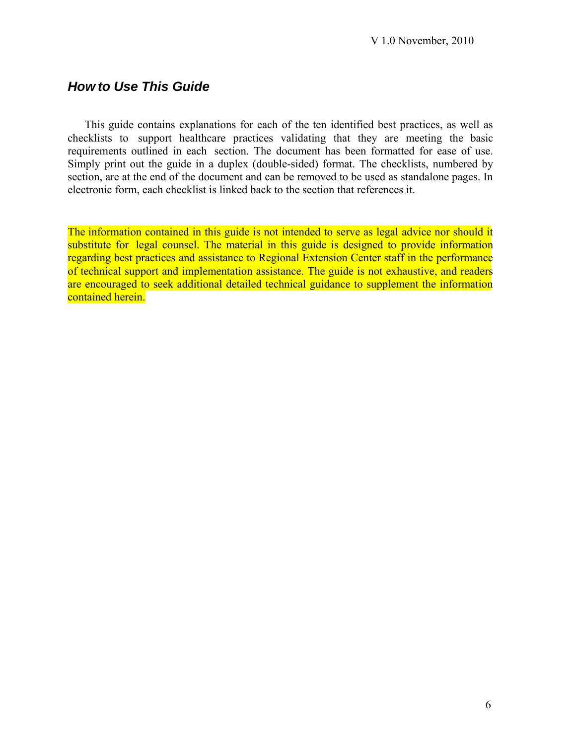## *How to Use This Guide*

This guide contains explanations for each of the ten identified best practices, as well as checklists to support healthcare practices validating that they are meeting the basic requirements outlined in each section. The document has been formatted for ease of use. Simply print out the guide in a duplex (double-sided) format. The checklists, numbered by section, are at the end of the document and can be removed to be used as standalone pages. In electronic form, each checklist is linked back to the section that references it.

The information contained in this guide is not intended to serve as legal advice nor should it substitute for legal counsel. The material in this guide is designed to provide information regarding best practices and assistance to Regional Extension Center staff in the performance of technical support and implementation assistance. The guide is not exhaustive, and readers are encouraged to seek additional detailed technical guidance to supplement the information contained herein.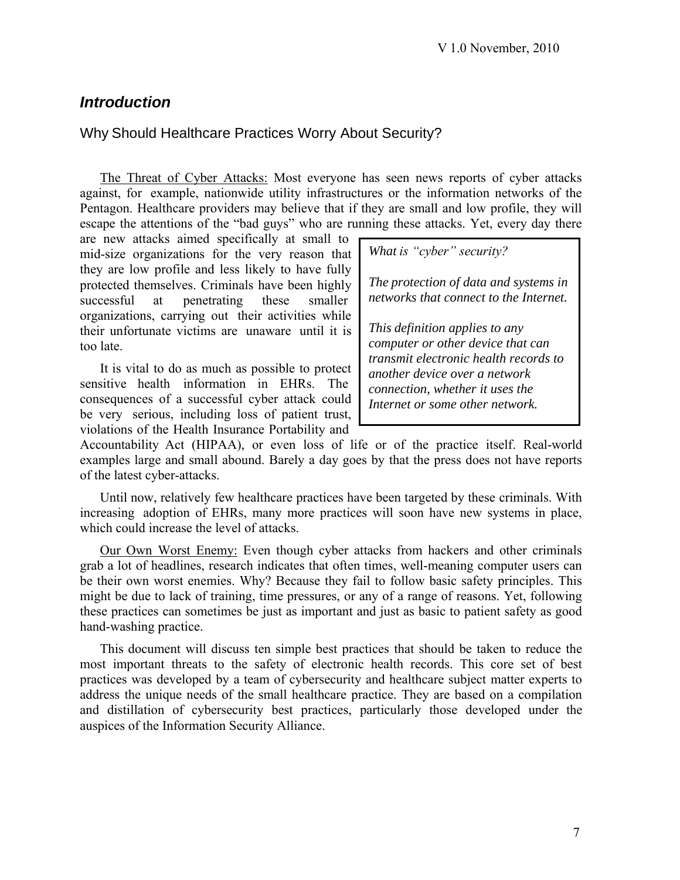## *Introduction*

### Why Should Healthcare Practices Worry About Security?

The Threat of Cyber Attacks: Most everyone has seen news reports of cyber attacks against, for example, nationwide utility infrastructures or the information networks of the Pentagon. Healthcare providers may believe that if they are small and low profile, they will escape the attentions of the "bad guys" who are running these attacks. Yet, every day there are new attacks aimed specifically at small to mid-size organizations for the very reason that they are low profile and less likely to have fully protected themselves. Criminals have been highly successful at penetrating these smaller organizations, carrying out their activities while their unfortunate victims are unaware until it is too late.

> *What is "cyber" security?*
>
> *The protection of data and systems in networks that connect to the Internet.*
>
> *This definition applies to any computer or other device that can transmit electronic health records to another device over a network connection, whether it uses the Internet or some other network.*

It is vital to do as much as possible to protect sensitive health information in EHRs. The consequences of a successful cyber attack could be very serious, including loss of patient trust, violations of the Health Insurance Portability and Accountability Act (HIPAA), or even loss of life or of the practice itself. Real-world examples large and small abound. Barely a day goes by that the press does not have reports of the latest cyber-attacks.

Until now, relatively few healthcare practices have been targeted by these criminals. With increasing adoption of EHRs, many more practices will soon have new systems in place, which could increase the level of attacks.

Our Own Worst Enemy: Even though cyber attacks from hackers and other criminals grab a lot of headlines, research indicates that often times, well-meaning computer users can be their own worst enemies. Why? Because they fail to follow basic safety principles. This might be due to lack of training, time pressures, or any of a range of reasons. Yet, following these practices can sometimes be just as important and just as basic to patient safety as good hand-washing practice.

This document will discuss ten simple best practices that should be taken to reduce the most important threats to the safety of electronic health records. This core set of best practices was developed by a team of cybersecurity and healthcare subject matter experts to address the unique needs of the small healthcare practice. They are based on a compilation and distillation of cybersecurity best practices, particularly those developed under the auspices of the Information Security Alliance.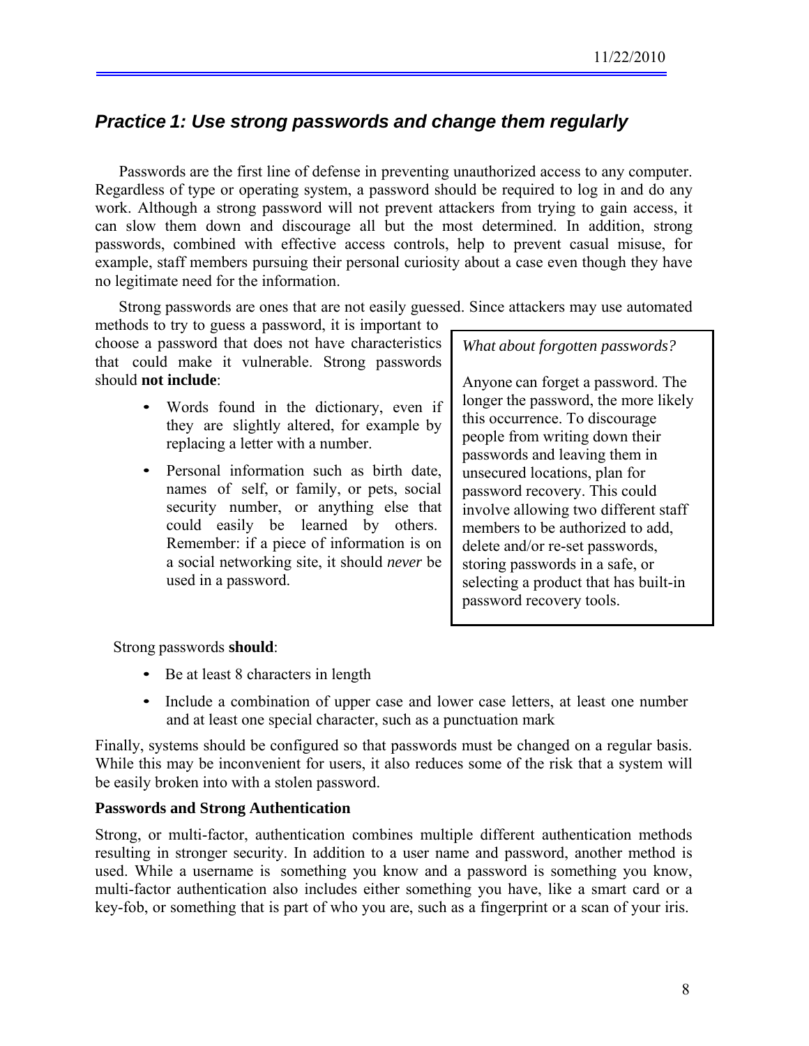## *Practice 1: Use strong passwords and change them regularly*

Passwords are the first line of defense in preventing unauthorized access to any computer. Regardless of type or operating system, a password should be required to log in and do any work. Although a strong password will not prevent attackers from trying to gain access, it can slow them down and discourage all but the most determined. In addition, strong passwords, combined with effective access controls, help to prevent casual misuse, for example, staff members pursuing their personal curiosity about a case even though they have no legitimate need for the information.

Strong passwords are ones that are not easily guessed. Since attackers may use automated methods to try to guess a password, it is important to choose a password that does not have characteristics that could make it vulnerable. Strong passwords should **not include**:

- Words found in the dictionary, even if they are slightly altered, for example by replacing a letter with a number.
- Personal information such as birth date, names of self, or family, or pets, social security number, or anything else that could easily be learned by others. Remember: if a piece of information is on a social networking site, it should *never* be used in a password.

> *What about forgotten passwords?*
>
> Anyone can forget a password. The longer the password, the more likely this occurrence. To discourage people from writing down their passwords and leaving them in unsecured locations, plan for password recovery. This could involve allowing two different staff members to be authorized to add, delete and/or re-set passwords, storing passwords in a safe, or selecting a product that has built-in password recovery tools.

Strong passwords **should**:

- Be at least 8 characters in length
- Include a combination of upper case and lower case letters, at least one number and at least one special character, such as a punctuation mark

Finally, systems should be configured so that passwords must be changed on a regular basis. While this may be inconvenient for users, it also reduces some of the risk that a system will be easily broken into with a stolen password.

**Passwords and Strong Authentication**

Strong, or multi-factor, authentication combines multiple different authentication methods resulting in stronger security. In addition to a user name and password, another method is used. While a username is something you know and a password is something you know, multi-factor authentication also includes either something you have, like a smart card or a key-fob, or something that is part of who you are, such as a fingerprint or a scan of your iris.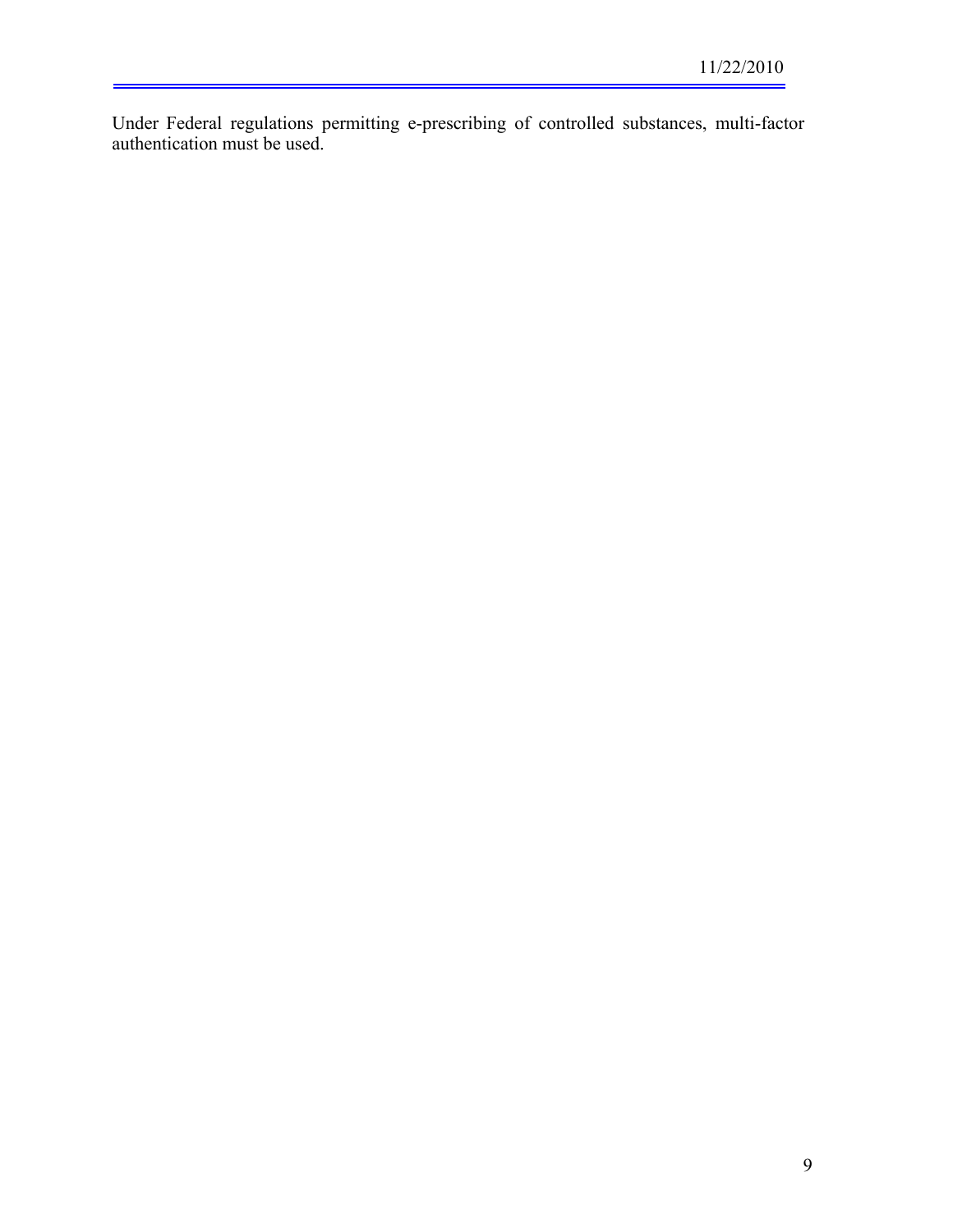Under Federal regulations permitting e-prescribing of controlled substances, multi-factor authentication must be used.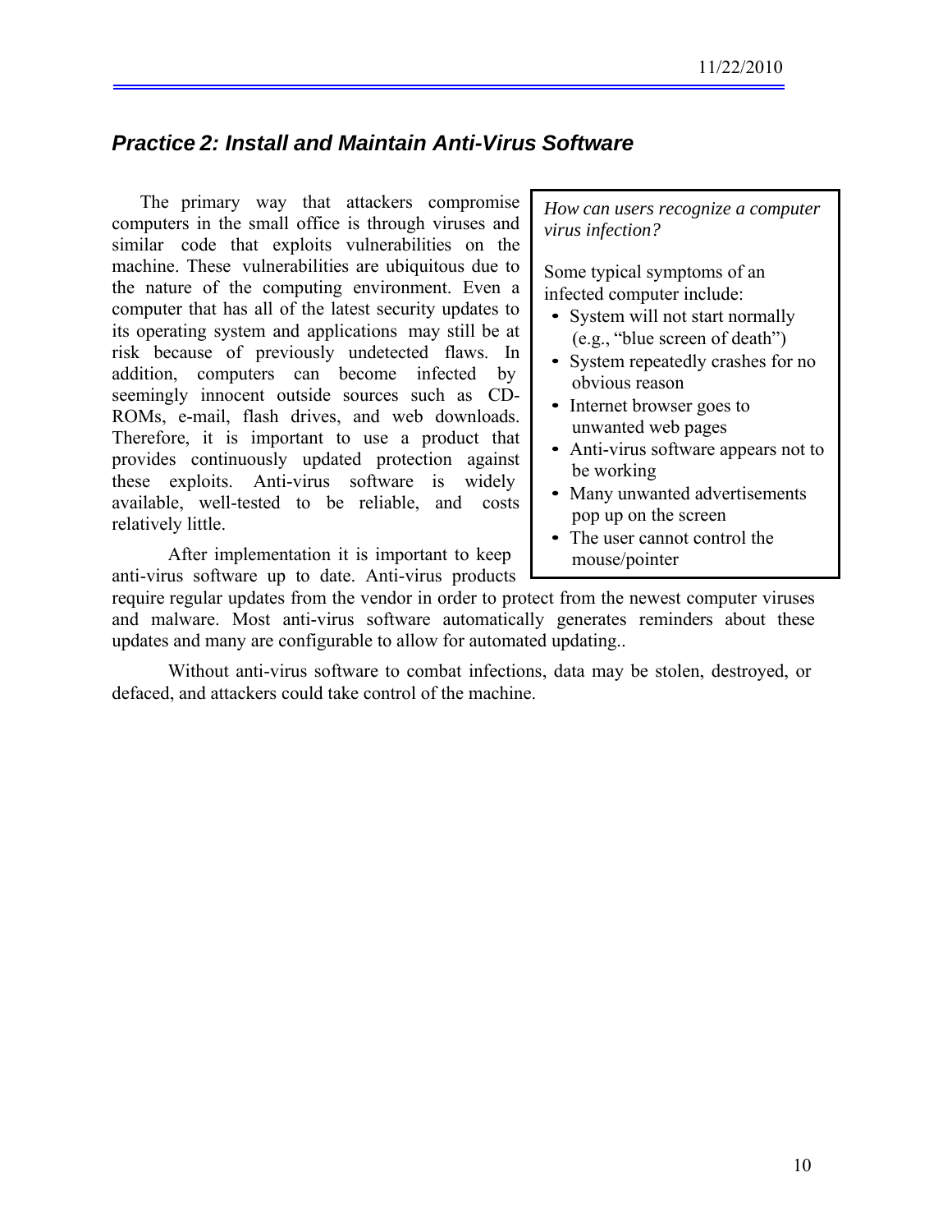## *Practice 2: Install and Maintain Anti-Virus Software*

The primary way that attackers compromise computers in the small office is through viruses and similar code that exploits vulnerabilities on the machine. These vulnerabilities are ubiquitous due to the nature of the computing environment. Even a computer that has all of the latest security updates to its operating system and applications may still be at risk because of previously undetected flaws. In addition, computers can become infected by seemingly innocent outside sources such as CD-ROMs, e-mail, flash drives, and web downloads. Therefore, it is important to use a product that provides continuously updated protection against these exploits. Anti-virus software is widely available, well-tested to be reliable, and costs relatively little.

> *How can users recognize a computer virus infection?*
>
> Some typical symptoms of an infected computer include:
>
> - System will not start normally (e.g., "blue screen of death")
> - System repeatedly crashes for no obvious reason
> - Internet browser goes to unwanted web pages
> - Anti-virus software appears not to be working
> - Many unwanted advertisements pop up on the screen
> - The user cannot control the mouse/pointer

After implementation it is important to keep anti-virus software up to date. Anti-virus products require regular updates from the vendor in order to protect from the newest computer viruses and malware. Most anti-virus software automatically generates reminders about these updates and many are configurable to allow for automated updating..

Without anti-virus software to combat infections, data may be stolen, destroyed, or defaced, and attackers could take control of the machine.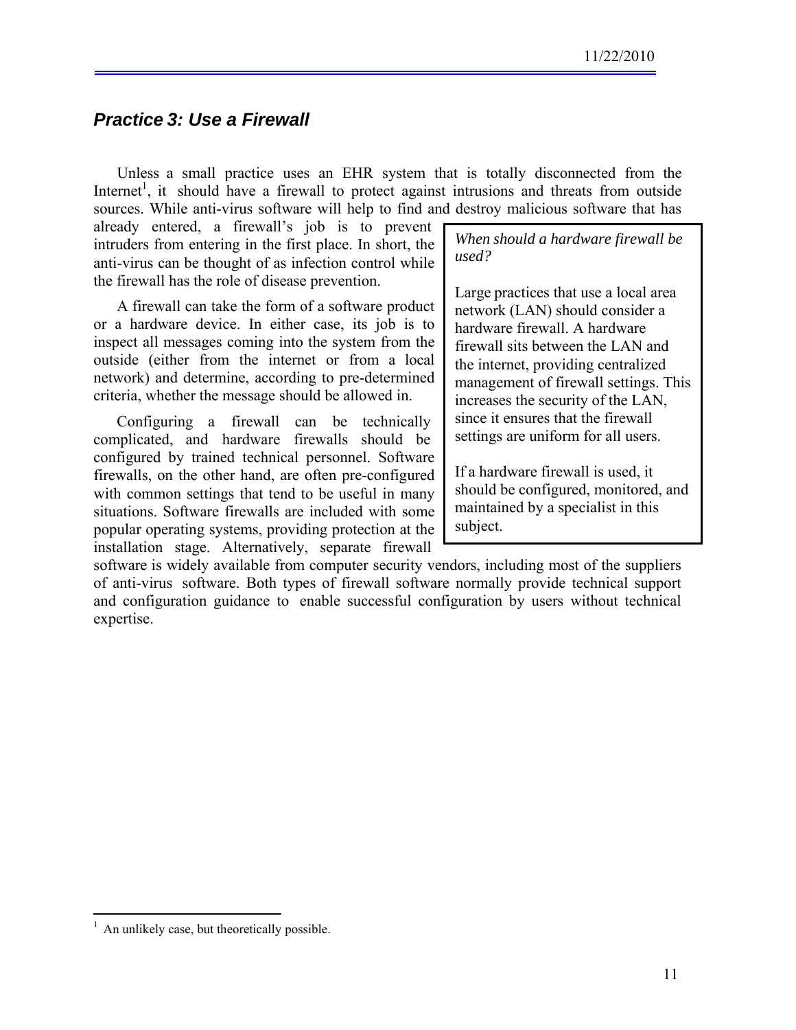## *Practice 3: Use a Firewall*

Unless a small practice uses an EHR system that is totally disconnected from the Internet[1], it should have a firewall to protect against intrusions and threats from outside sources. While anti-virus software will help to find and destroy malicious software that has already entered, a firewall's job is to prevent intruders from entering in the first place. In short, the anti-virus can be thought of as infection control while the firewall has the role of disease prevention.

A firewall can take the form of a software product or a hardware device. In either case, its job is to inspect all messages coming into the system from the outside (either from the internet or from a local network) and determine, according to pre-determined criteria, whether the message should be allowed in.

Configuring a firewall can be technically complicated, and hardware firewalls should be configured by trained technical personnel. Software firewalls, on the other hand, are often pre-configured with common settings that tend to be useful in many situations. Software firewalls are included with some popular operating systems, providing protection at the installation stage. Alternatively, separate firewall software is widely available from computer security vendors, including most of the suppliers of anti-virus software. Both types of firewall software normally provide technical support and configuration guidance to enable successful configuration by users without technical expertise.

> *When should a hardware firewall be used?*
>
> Large practices that use a local area network (LAN) should consider a hardware firewall. A hardware firewall sits between the LAN and the internet, providing centralized management of firewall settings. This increases the security of the LAN, since it ensures that the firewall settings are uniform for all users.
>
> If a hardware firewall is used, it should be configured, monitored, and maintained by a specialist in this subject.

[1] An unlikely case, but theoretically possible.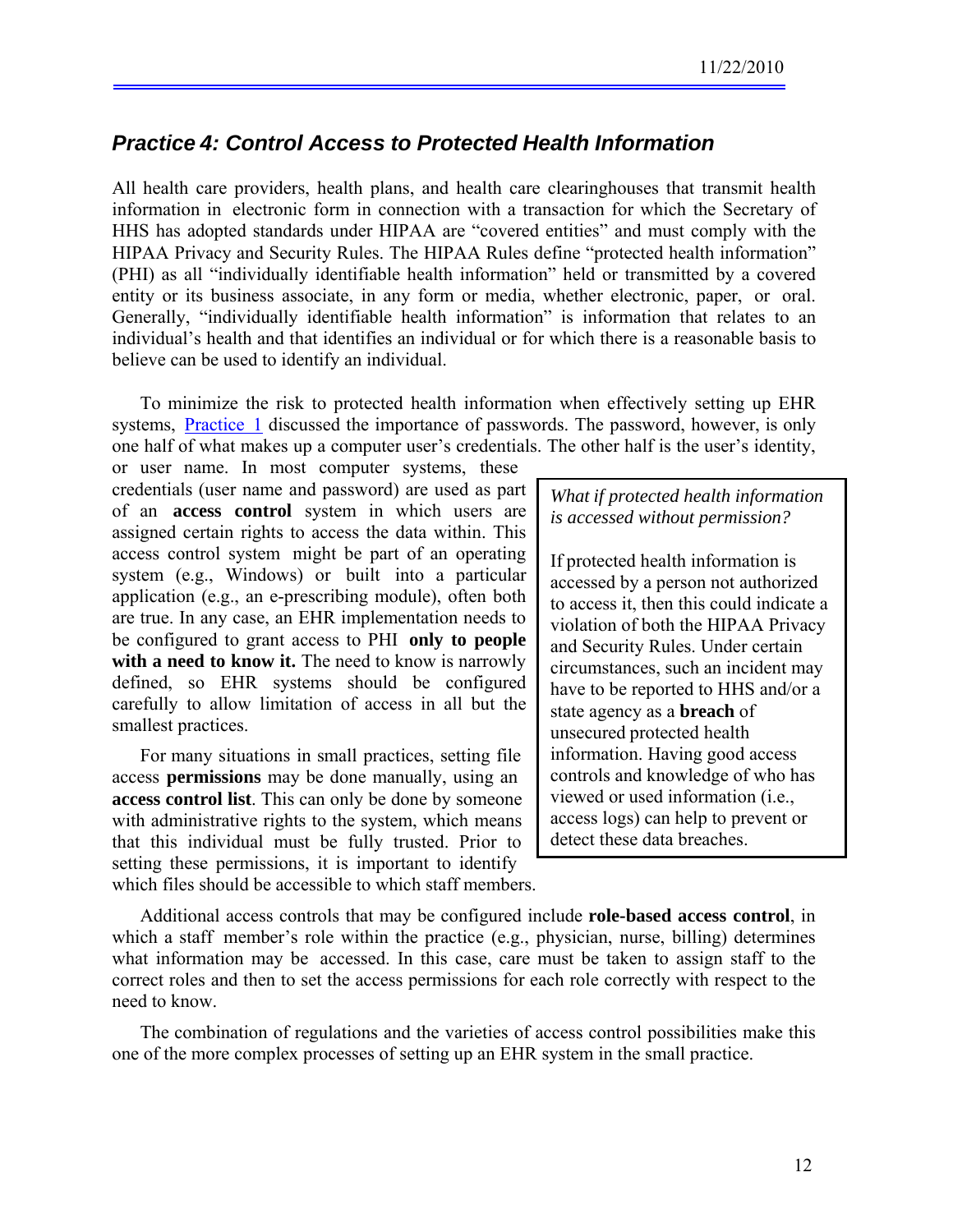## *Practice 4: Control Access to Protected Health Information*

All health care providers, health plans, and health care clearinghouses that transmit health information in electronic form in connection with a transaction for which the Secretary of HHS has adopted standards under HIPAA are "covered entities" and must comply with the HIPAA Privacy and Security Rules. The HIPAA Rules define "protected health information" (PHI) as all "individually identifiable health information" held or transmitted by a covered entity or its business associate, in any form or media, whether electronic, paper, or oral. Generally, "individually identifiable health information" is information that relates to an individual's health and that identifies an individual or for which there is a reasonable basis to believe can be used to identify an individual.

To minimize the risk to protected health information when effectively setting up EHR systems, Practice 1 discussed the importance of passwords. The password, however, is only one half of what makes up a computer user's credentials. The other half is the user's identity, or user name. In most computer systems, these credentials (user name and password) are used as part of an **access control** system in which users are assigned certain rights to access the data within. This access control system might be part of an operating system (e.g., Windows) or built into a particular application (e.g., an e-prescribing module), often both are true. In any case, an EHR implementation needs to be configured to grant access to PHI **only to people with a need to know it.** The need to know is narrowly defined, so EHR systems should be configured carefully to allow limitation of access in all but the smallest practices.

For many situations in small practices, setting file access **permissions** may be done manually, using an **access control list**. This can only be done by someone with administrative rights to the system, which means that this individual must be fully trusted. Prior to setting these permissions, it is important to identify which files should be accessible to which staff members.

> *What if protected health information is accessed without permission?*
>
> If protected health information is accessed by a person not authorized to access it, then this could indicate a violation of both the HIPAA Privacy and Security Rules. Under certain circumstances, such an incident may have to be reported to HHS and/or a state agency as a **breach** of unsecured protected health information. Having good access controls and knowledge of who has viewed or used information (i.e., access logs) can help to prevent or detect these data breaches.

Additional access controls that may be configured include **role-based access control**, in which a staff member's role within the practice (e.g., physician, nurse, billing) determines what information may be accessed. In this case, care must be taken to assign staff to the correct roles and then to set the access permissions for each role correctly with respect to the need to know.

The combination of regulations and the varieties of access control possibilities make this one of the more complex processes of setting up an EHR system in the small practice.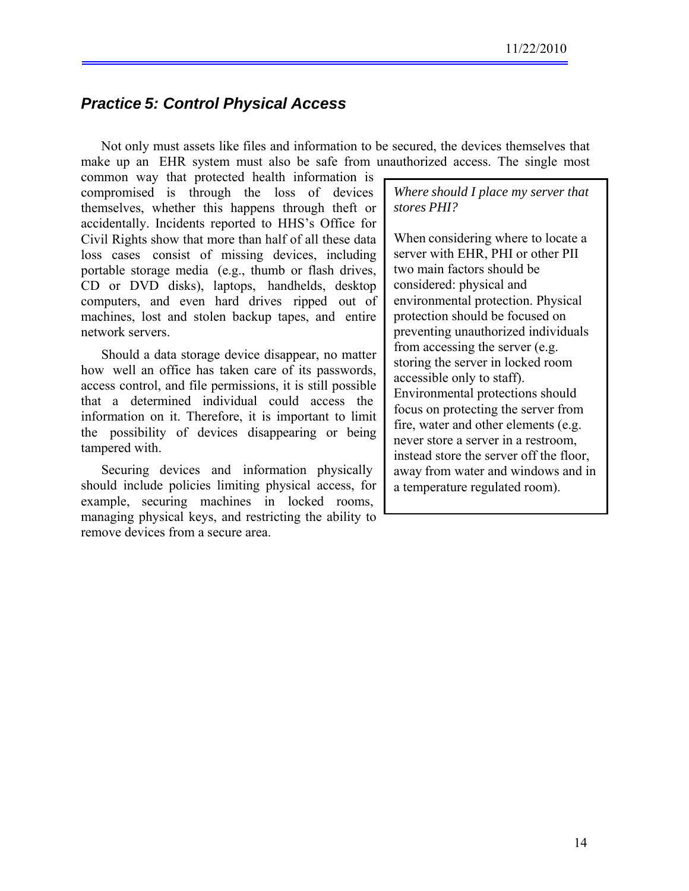## *Practice 5: Control Physical Access*

Not only must assets like files and information to be secured, the devices themselves that make up an EHR system must also be safe from unauthorized access. The single most common way that protected health information is compromised is through the loss of devices themselves, whether this happens through theft or accidentally. Incidents reported to HHS's Office for Civil Rights show that more than half of all these data loss cases consist of missing devices, including portable storage media (e.g., thumb or flash drives, CD or DVD disks), laptops, handhelds, desktop computers, and even hard drives ripped out of machines, lost and stolen backup tapes, and entire network servers.

Should a data storage device disappear, no matter how well an office has taken care of its passwords, access control, and file permissions, it is still possible that a determined individual could access the information on it. Therefore, it is important to limit the possibility of devices disappearing or being tampered with.

Securing devices and information physically should include policies limiting physical access, for example, securing machines in locked rooms, managing physical keys, and restricting the ability to remove devices from a secure area.

> *Where should I place my server that stores PHI?*
>
> When considering where to locate a server with EHR, PHI or other PII two main factors should be considered: physical and environmental protection. Physical protection should be focused on preventing unauthorized individuals from accessing the server (e.g. storing the server in locked room accessible only to staff). Environmental protections should focus on protecting the server from fire, water and other elements (e.g. never store a server in a restroom, instead store the server off the floor, away from water and windows and in a temperature regulated room).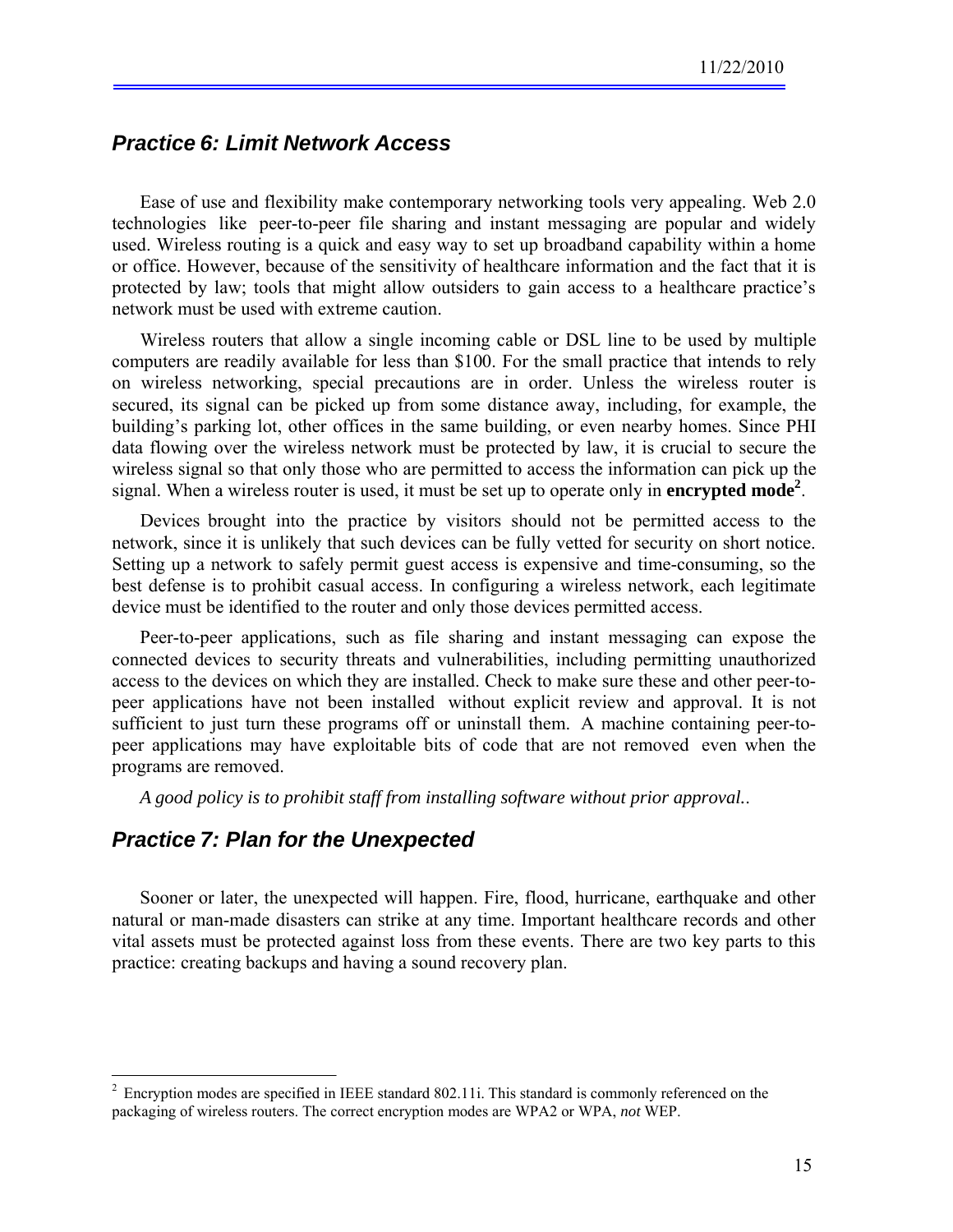## *Practice 6: Limit Network Access*

Ease of use and flexibility make contemporary networking tools very appealing. Web 2.0 technologies like peer-to-peer file sharing and instant messaging are popular and widely used. Wireless routing is a quick and easy way to set up broadband capability within a home or office. However, because of the sensitivity of healthcare information and the fact that it is protected by law; tools that might allow outsiders to gain access to a healthcare practice's network must be used with extreme caution.

Wireless routers that allow a single incoming cable or DSL line to be used by multiple computers are readily available for less than $100. For the small practice that intends to rely on wireless networking, special precautions are in order. Unless the wireless router is secured, its signal can be picked up from some distance away, including, for example, the building's parking lot, other offices in the same building, or even nearby homes. Since PHI data flowing over the wireless network must be protected by law, it is crucial to secure the wireless signal so that only those who are permitted to access the information can pick up the signal. When a wireless router is used, it must be set up to operate only in **encrypted mode**[2].

Devices brought into the practice by visitors should not be permitted access to the network, since it is unlikely that such devices can be fully vetted for security on short notice. Setting up a network to safely permit guest access is expensive and time-consuming, so the best defense is to prohibit casual access. In configuring a wireless network, each legitimate device must be identified to the router and only those devices permitted access.

Peer-to-peer applications, such as file sharing and instant messaging can expose the connected devices to security threats and vulnerabilities, including permitting unauthorized access to the devices on which they are installed. Check to make sure these and other peer-to-peer applications have not been installed without explicit review and approval. It is not sufficient to just turn these programs off or uninstall them. A machine containing peer-to-peer applications may have exploitable bits of code that are not removed even when the programs are removed.

*A good policy is to prohibit staff from installing software without prior approval..*

## *Practice 7: Plan for the Unexpected*

Sooner or later, the unexpected will happen. Fire, flood, hurricane, earthquake and other natural or man-made disasters can strike at any time. Important healthcare records and other vital assets must be protected against loss from these events. There are two key parts to this practice: creating backups and having a sound recovery plan.

---

[2] Encryption modes are specified in IEEE standard 802.11i. This standard is commonly referenced on the packaging of wireless routers. The correct encryption modes are WPA2 or WPA, *not* WEP.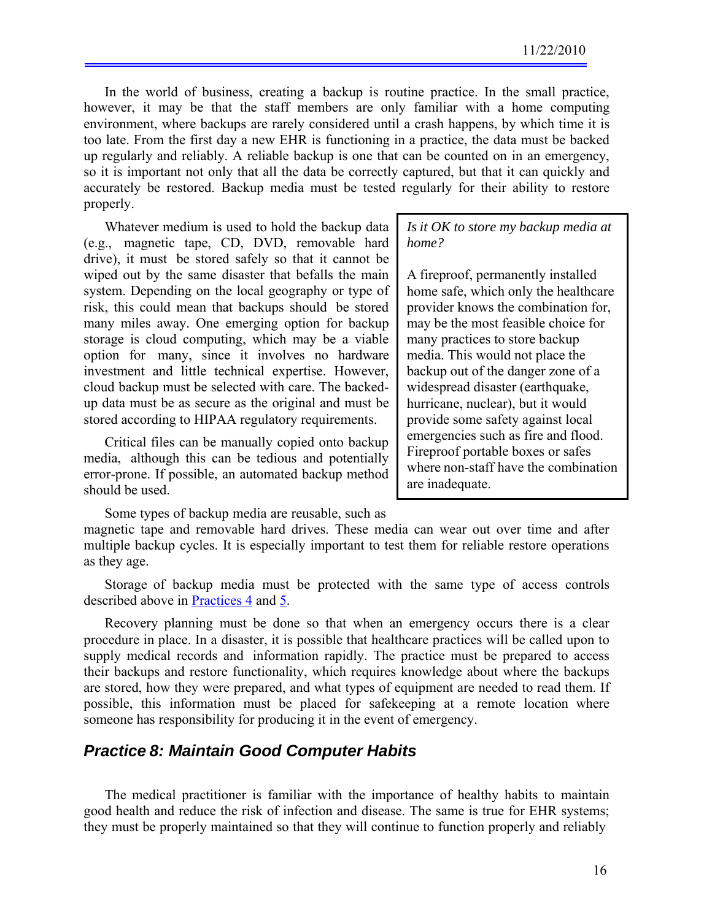In the world of business, creating a backup is routine practice. In the small practice, however, it may be that the staff members are only familiar with a home computing environment, where backups are rarely considered until a crash happens, by which time it is too late. From the first day a new EHR is functioning in a practice, the data must be backed up regularly and reliably. A reliable backup is one that can be counted on in an emergency, so it is important not only that all the data be correctly captured, but that it can quickly and accurately be restored. Backup media must be tested regularly for their ability to restore properly.

Whatever medium is used to hold the backup data (e.g., magnetic tape, CD, DVD, removable hard drive), it must be stored safely so that it cannot be wiped out by the same disaster that befalls the main system. Depending on the local geography or type of risk, this could mean that backups should be stored many miles away. One emerging option for backup storage is cloud computing, which may be a viable option for many, since it involves no hardware investment and little technical expertise. However, cloud backup must be selected with care. The backed-up data must be as secure as the original and must be stored according to HIPAA regulatory requirements.

> *Is it OK to store my backup media at home?*
>
> A fireproof, permanently installed home safe, which only the healthcare provider knows the combination for, may be the most feasible choice for many practices to store backup media. This would not place the backup out of the danger zone of a widespread disaster (earthquake, hurricane, nuclear), but it would provide some safety against local emergencies such as fire and flood. Fireproof portable boxes or safes where non-staff have the combination are inadequate.

Critical files can be manually copied onto backup media, although this can be tedious and potentially error-prone. If possible, an automated backup method should be used.

Some types of backup media are reusable, such as magnetic tape and removable hard drives. These media can wear out over time and after multiple backup cycles. It is especially important to test them for reliable restore operations as they age.

Storage of backup media must be protected with the same type of access controls described above in Practices 4 and 5.

Recovery planning must be done so that when an emergency occurs there is a clear procedure in place. In a disaster, it is possible that healthcare practices will be called upon to supply medical records and information rapidly. The practice must be prepared to access their backups and restore functionality, which requires knowledge about where the backups are stored, how they were prepared, and what types of equipment are needed to read them. If possible, this information must be placed for safekeeping at a remote location where someone has responsibility for producing it in the event of emergency.

## *Practice 8: Maintain Good Computer Habits*

The medical practitioner is familiar with the importance of healthy habits to maintain good health and reduce the risk of infection and disease. The same is true for EHR systems; they must be properly maintained so that they will continue to function properly and reliably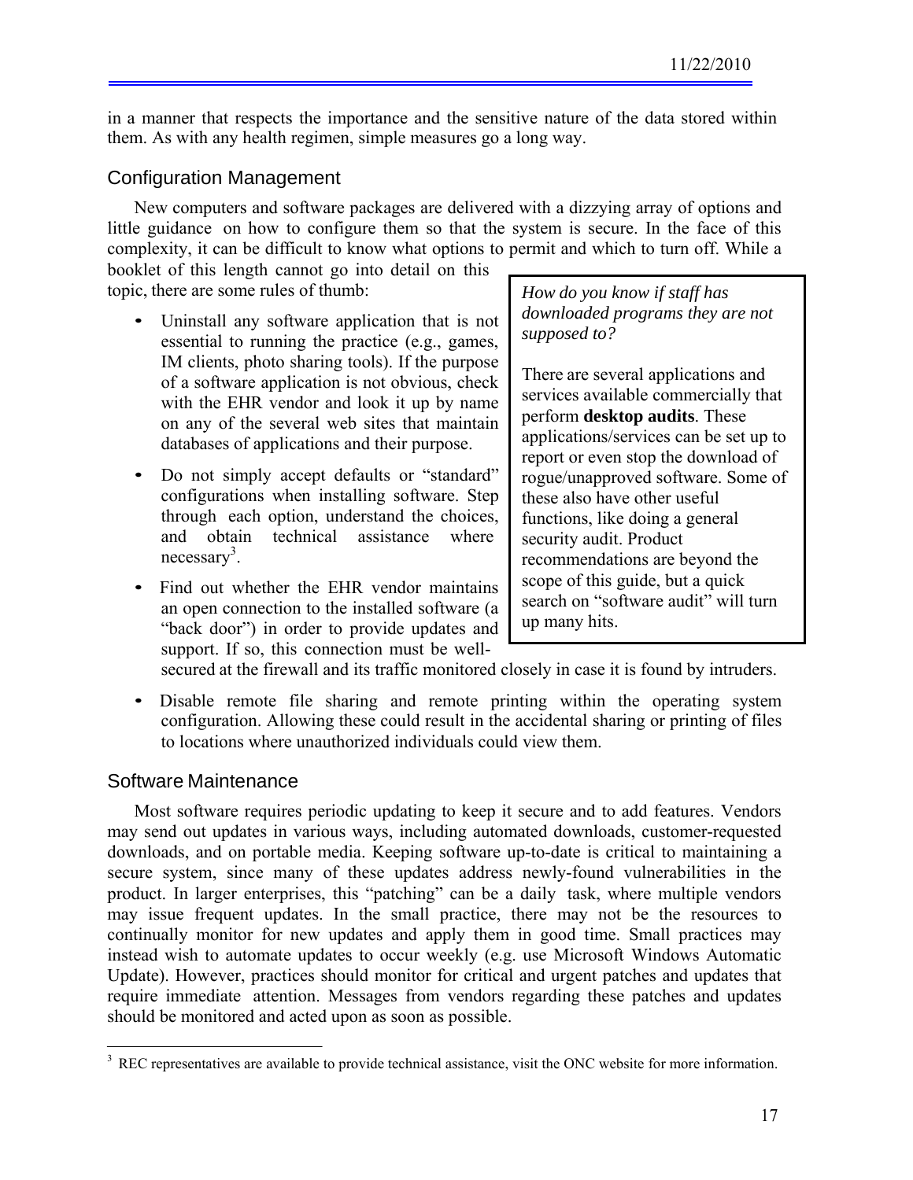in a manner that respects the importance and the sensitive nature of the data stored within them. As with any health regimen, simple measures go a long way.

## Configuration Management

New computers and software packages are delivered with a dizzying array of options and little guidance on how to configure them so that the system is secure. In the face of this complexity, it can be difficult to know what options to permit and which to turn off. While a booklet of this length cannot go into detail on this topic, there are some rules of thumb:

- Uninstall any software application that is not essential to running the practice (e.g., games, IM clients, photo sharing tools). If the purpose of a software application is not obvious, check with the EHR vendor and look it up by name on any of the several web sites that maintain databases of applications and their purpose.
- Do not simply accept defaults or "standard" configurations when installing software. Step through each option, understand the choices, and obtain technical assistance where necessary[3].
- Find out whether the EHR vendor maintains an open connection to the installed software (a "back door") in order to provide updates and support. If so, this connection must be well-secured at the firewall and its traffic monitored closely in case it is found by intruders.
- Disable remote file sharing and remote printing within the operating system configuration. Allowing these could result in the accidental sharing or printing of files to locations where unauthorized individuals could view them.

> *How do you know if staff has downloaded programs they are not supposed to?*
>
> There are several applications and services available commercially that perform **desktop audits**. These applications/services can be set up to report or even stop the download of rogue/unapproved software. Some of these also have other useful functions, like doing a general security audit. Product recommendations are beyond the scope of this guide, but a quick search on "software audit" will turn up many hits.

## Software Maintenance

Most software requires periodic updating to keep it secure and to add features. Vendors may send out updates in various ways, including automated downloads, customer-requested downloads, and on portable media. Keeping software up-to-date is critical to maintaining a secure system, since many of these updates address newly-found vulnerabilities in the product. In larger enterprises, this "patching" can be a daily task, where multiple vendors may issue frequent updates. In the small practice, there may not be the resources to continually monitor for new updates and apply them in good time. Small practices may instead wish to automate updates to occur weekly (e.g. use Microsoft Windows Automatic Update). However, practices should monitor for critical and urgent patches and updates that require immediate attention. Messages from vendors regarding these patches and updates should be monitored and acted upon as soon as possible.

---

[3] REC representatives are available to provide technical assistance, visit the ONC website for more information.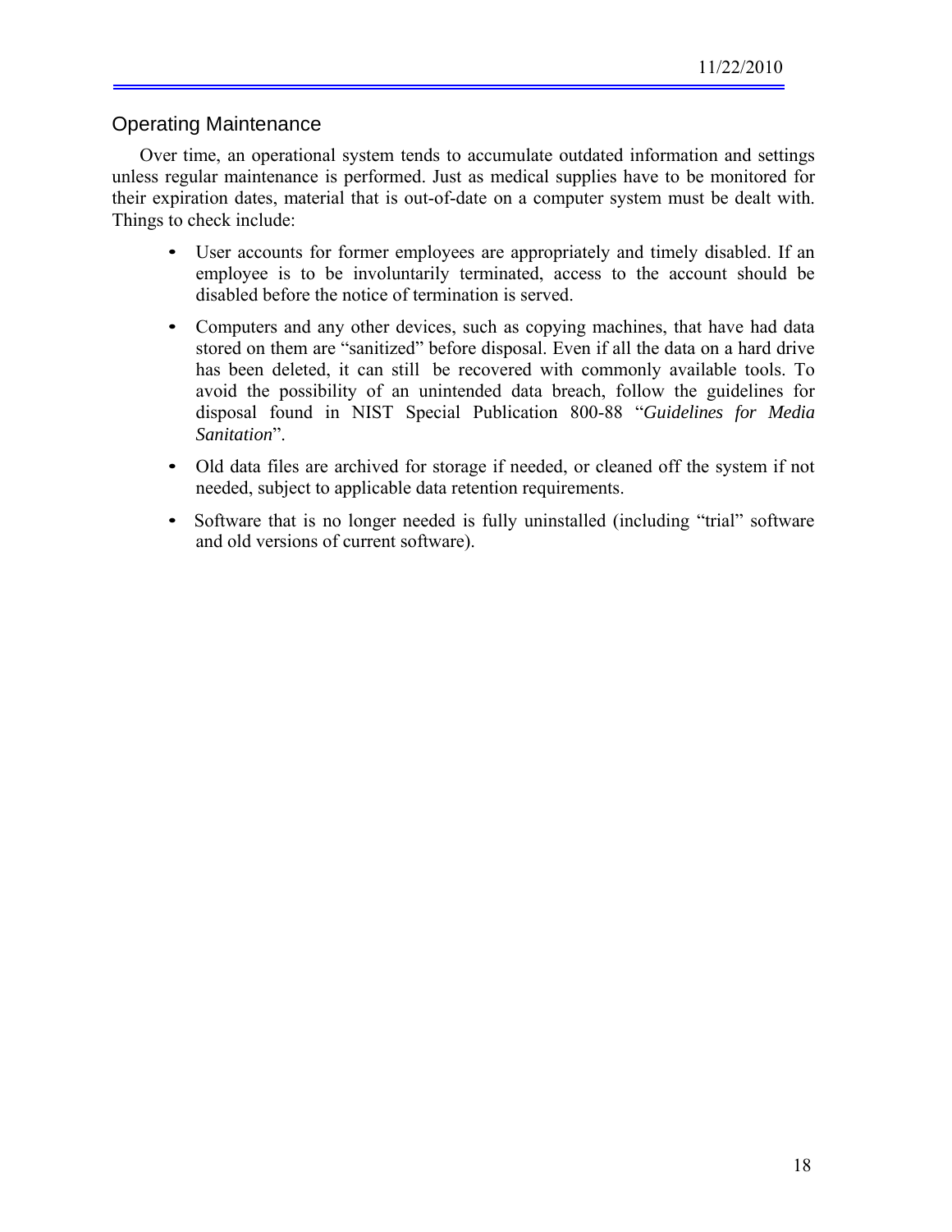## Operating Maintenance

Over time, an operational system tends to accumulate outdated information and settings unless regular maintenance is performed. Just as medical supplies have to be monitored for their expiration dates, material that is out-of-date on a computer system must be dealt with. Things to check include:

- User accounts for former employees are appropriately and timely disabled. If an employee is to be involuntarily terminated, access to the account should be disabled before the notice of termination is served.
- Computers and any other devices, such as copying machines, that have had data stored on them are "sanitized" before disposal. Even if all the data on a hard drive has been deleted, it can still be recovered with commonly available tools. To avoid the possibility of an unintended data breach, follow the guidelines for disposal found in NIST Special Publication 800-88 "*Guidelines for Media Sanitation*".
- Old data files are archived for storage if needed, or cleaned off the system if not needed, subject to applicable data retention requirements.
- Software that is no longer needed is fully uninstalled (including "trial" software and old versions of current software).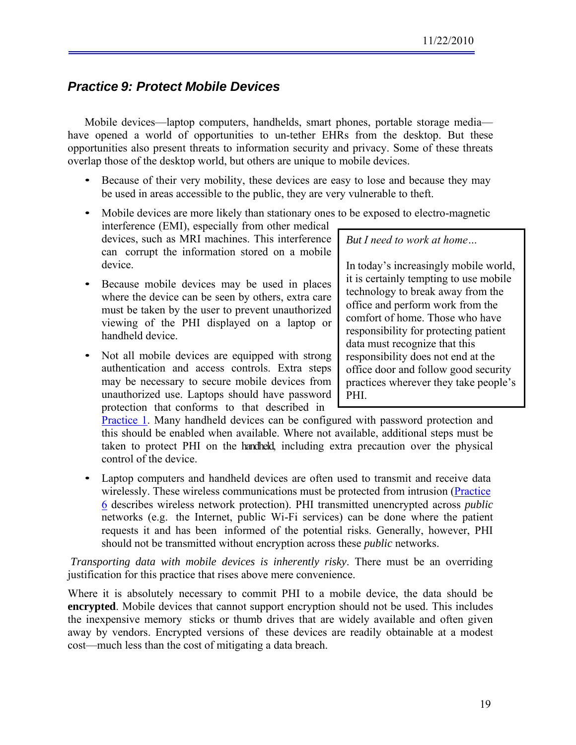## *Practice 9: Protect Mobile Devices*

Mobile devices—laptop computers, handhelds, smart phones, portable storage media—have opened a world of opportunities to un-tether EHRs from the desktop. But these opportunities also present threats to information security and privacy. Some of these threats overlap those of the desktop world, but others are unique to mobile devices.

- Because of their very mobility, these devices are easy to lose and because they may be used in areas accessible to the public, they are very vulnerable to theft.
- Mobile devices are more likely than stationary ones to be exposed to electro-magnetic interference (EMI), especially from other medical devices, such as MRI machines. This interference can corrupt the information stored on a mobile device.
- Because mobile devices may be used in places where the device can be seen by others, extra care must be taken by the user to prevent unauthorized viewing of the PHI displayed on a laptop or handheld device.
- Not all mobile devices are equipped with strong authentication and access controls. Extra steps may be necessary to secure mobile devices from unauthorized use. Laptops should have password protection that conforms to that described in Practice 1. Many handheld devices can be configured with password protection and this should be enabled when available. Where not available, additional steps must be taken to protect PHI on the handheld, including extra precaution over the physical control of the device.
- Laptop computers and handheld devices are often used to transmit and receive data wirelessly. These wireless communications must be protected from intrusion (Practice 6 describes wireless network protection). PHI transmitted unencrypted across *public* networks (e.g. the Internet, public Wi-Fi services) can be done where the patient requests it and has been informed of the potential risks. Generally, however, PHI should not be transmitted without encryption across these *public* networks.

> *But I need to work at home…*
>
> In today's increasingly mobile world, it is certainly tempting to use mobile technology to break away from the office and perform work from the comfort of home. Those who have responsibility for protecting patient data must recognize that this responsibility does not end at the office door and follow good security practices wherever they take people's PHI.

*Transporting data with mobile devices is inherently risky*. There must be an overriding justification for this practice that rises above mere convenience.

Where it is absolutely necessary to commit PHI to a mobile device, the data should be **encrypted**. Mobile devices that cannot support encryption should not be used. This includes the inexpensive memory sticks or thumb drives that are widely available and often given away by vendors. Encrypted versions of these devices are readily obtainable at a modest cost—much less than the cost of mitigating a data breach.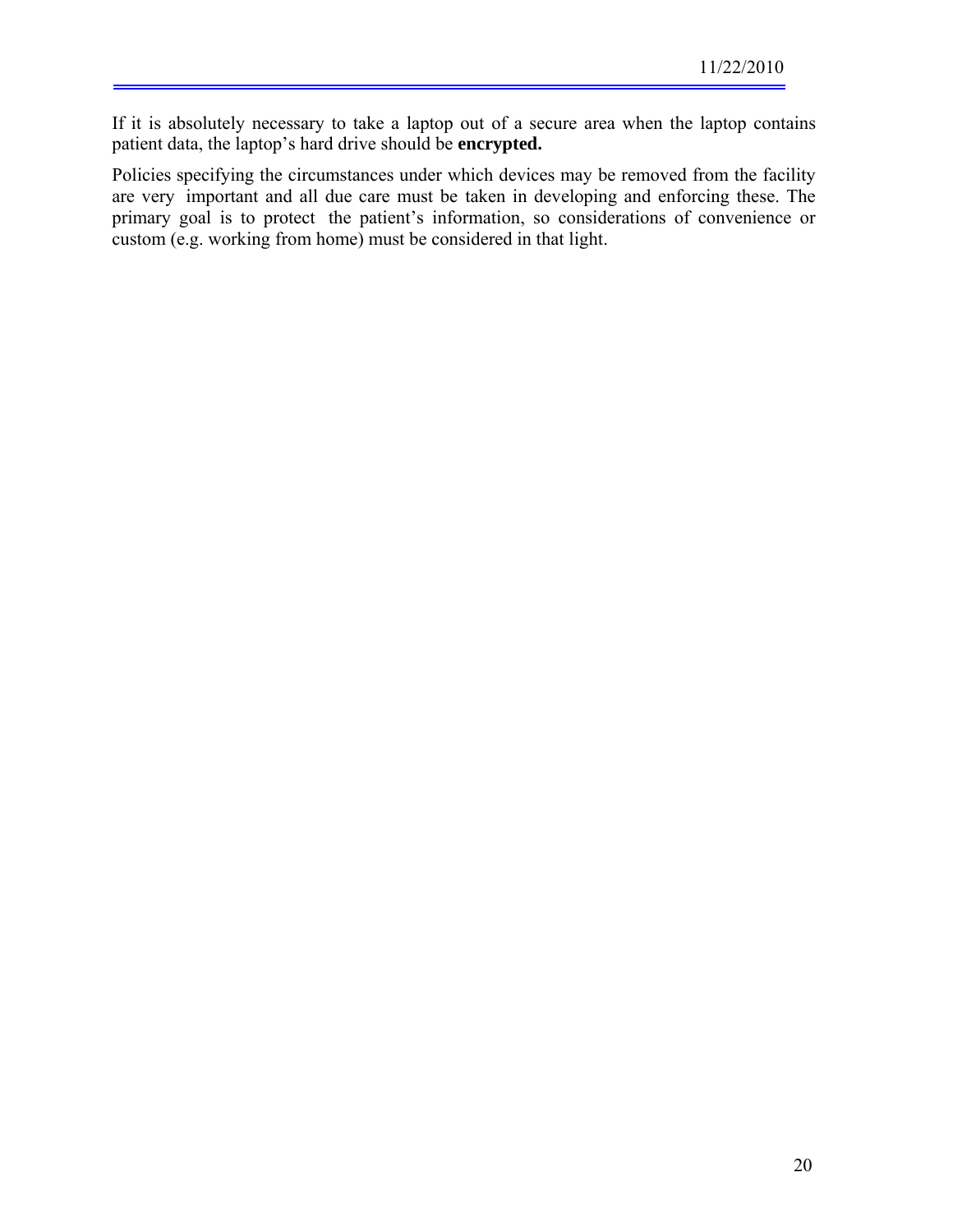If it is absolutely necessary to take a laptop out of a secure area when the laptop contains patient data, the laptop's hard drive should be **encrypted.**

Policies specifying the circumstances under which devices may be removed from the facility are very important and all due care must be taken in developing and enforcing these. The primary goal is to protect the patient's information, so considerations of convenience or custom (e.g. working from home) must be considered in that light.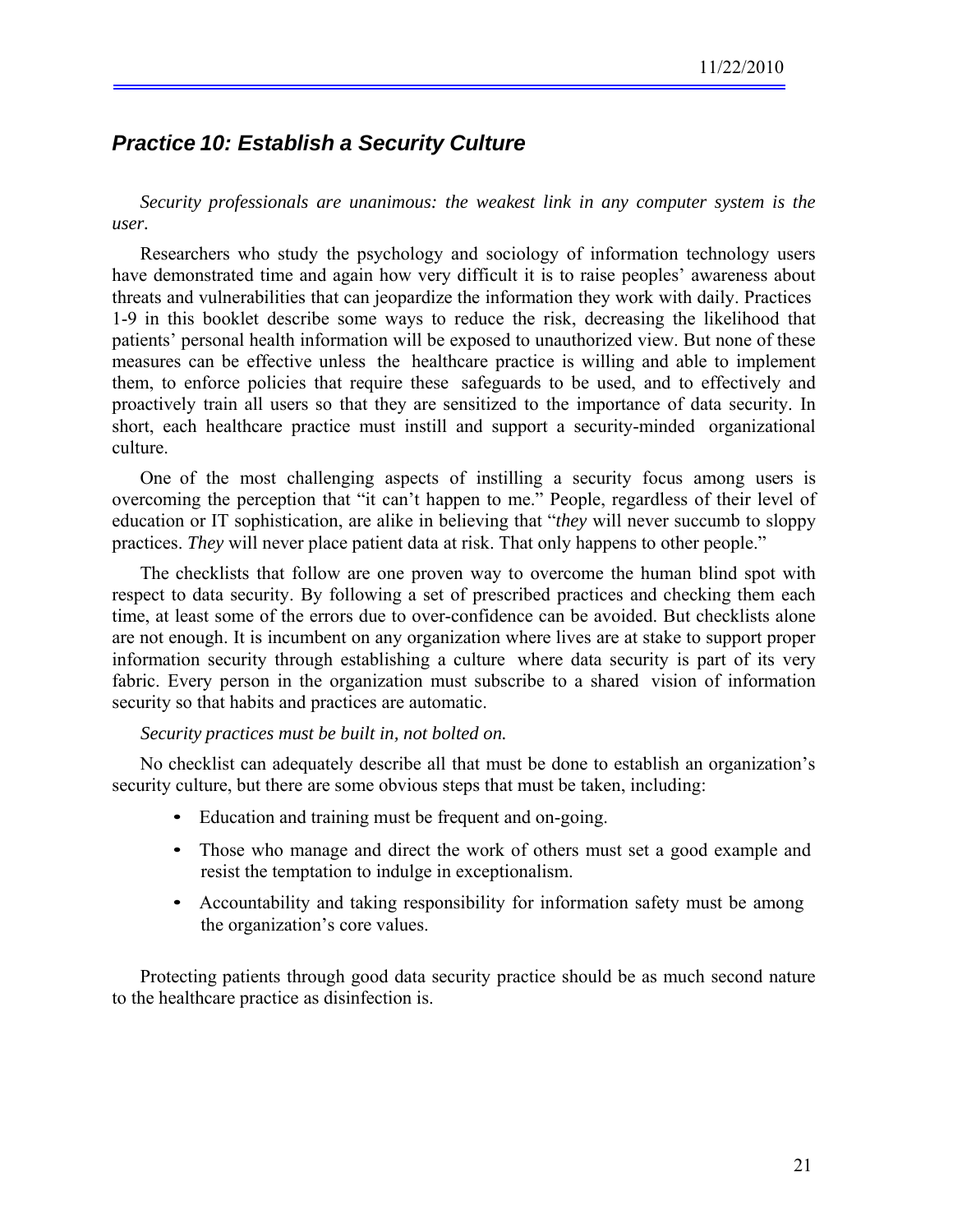## *Practice 10: Establish a Security Culture*

*Security professionals are unanimous: the weakest link in any computer system is the user.*

Researchers who study the psychology and sociology of information technology users have demonstrated time and again how very difficult it is to raise peoples' awareness about threats and vulnerabilities that can jeopardize the information they work with daily. Practices 1-9 in this booklet describe some ways to reduce the risk, decreasing the likelihood that patients' personal health information will be exposed to unauthorized view. But none of these measures can be effective unless the healthcare practice is willing and able to implement them, to enforce policies that require these safeguards to be used, and to effectively and proactively train all users so that they are sensitized to the importance of data security. In short, each healthcare practice must instill and support a security-minded organizational culture.

One of the most challenging aspects of instilling a security focus among users is overcoming the perception that "it can't happen to me." People, regardless of their level of education or IT sophistication, are alike in believing that "*they* will never succumb to sloppy practices. *They* will never place patient data at risk. That only happens to other people."

The checklists that follow are one proven way to overcome the human blind spot with respect to data security. By following a set of prescribed practices and checking them each time, at least some of the errors due to over-confidence can be avoided. But checklists alone are not enough. It is incumbent on any organization where lives are at stake to support proper information security through establishing a culture where data security is part of its very fabric. Every person in the organization must subscribe to a shared vision of information security so that habits and practices are automatic.

*Security practices must be built in, not bolted on.*

No checklist can adequately describe all that must be done to establish an organization's security culture, but there are some obvious steps that must be taken, including:

- Education and training must be frequent and on-going.
- Those who manage and direct the work of others must set a good example and resist the temptation to indulge in exceptionalism.
- Accountability and taking responsibility for information safety must be among the organization's core values.

Protecting patients through good data security practice should be as much second nature to the healthcare practice as disinfection is.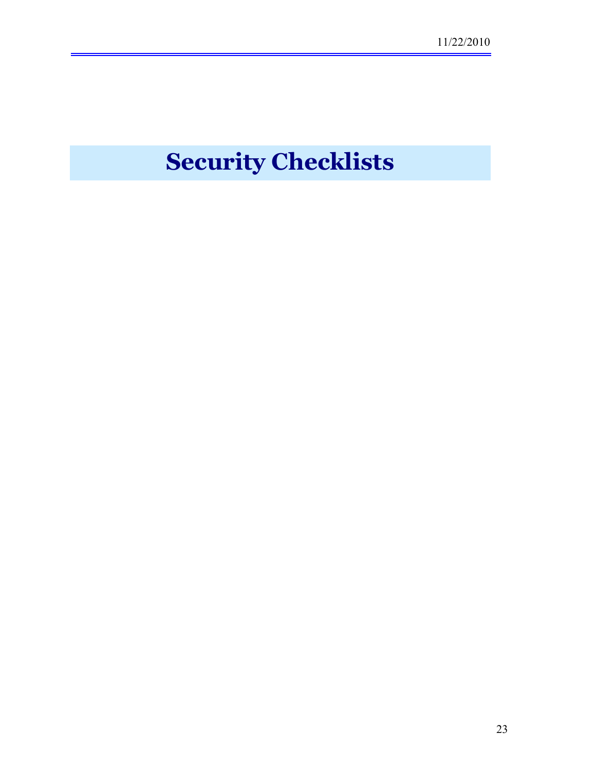# Security Checklists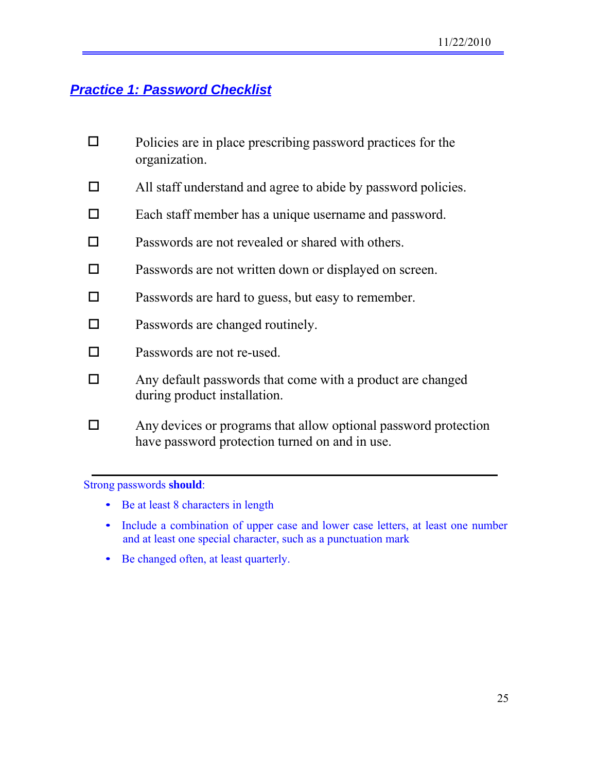## *Practice 1: Password Checklist*

- ☐ Policies are in place prescribing password practices for the organization.
- ☐ All staff understand and agree to abide by password policies.
- ☐ Each staff member has a unique username and password.
- ☐ Passwords are not revealed or shared with others.
- ☐ Passwords are not written down or displayed on screen.
- ☐ Passwords are hard to guess, but easy to remember.
- ☐ Passwords are changed routinely.
- ☐ Passwords are not re-used.
- ☐ Any default passwords that come with a product are changed during product installation.
- ☐ Any devices or programs that allow optional password protection have password protection turned on and in use.

---

Strong passwords **should**:

- Be at least 8 characters in length
- Include a combination of upper case and lower case letters, at least one number and at least one special character, such as a punctuation mark
- Be changed often, at least quarterly.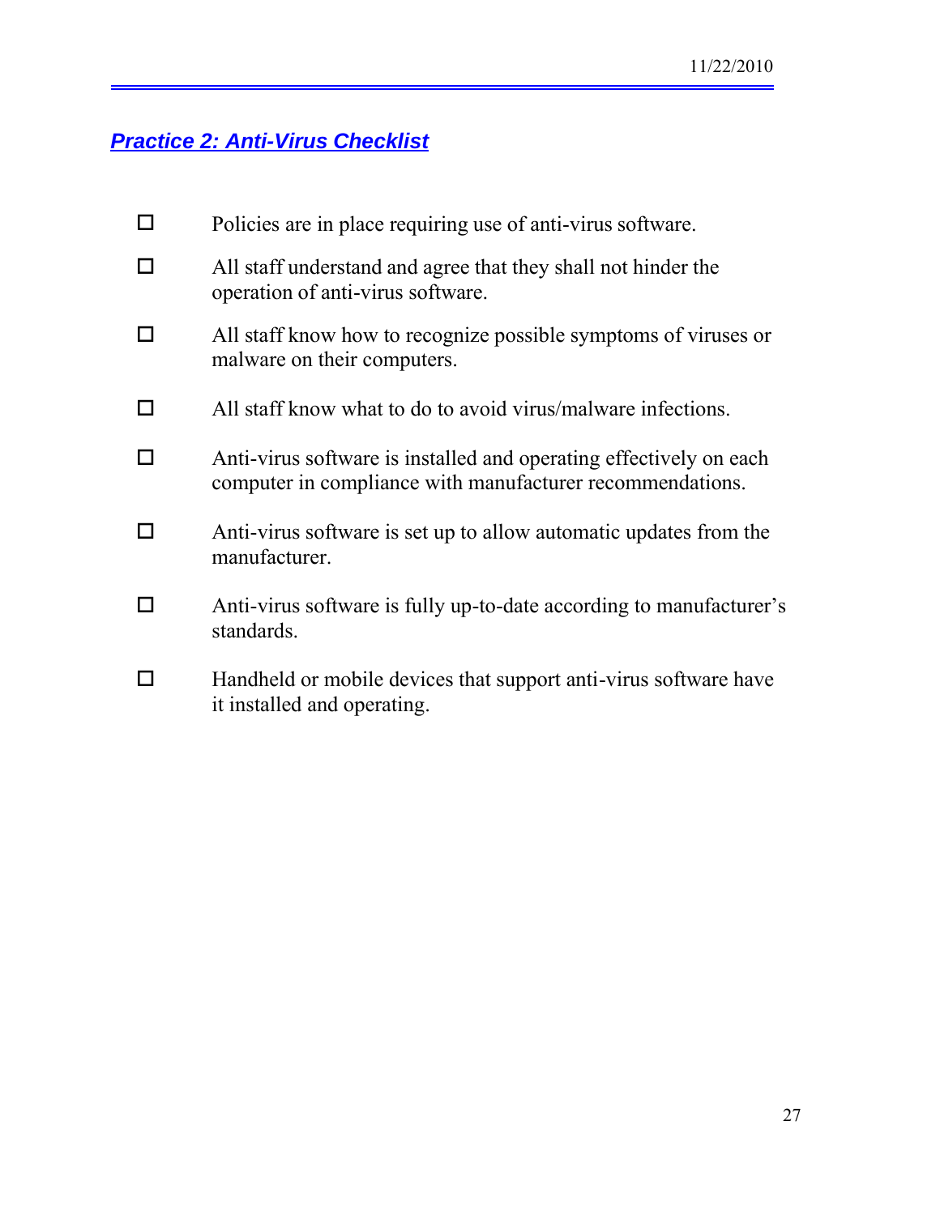## *Practice 2: Anti-Virus Checklist*

- [ ] Policies are in place requiring use of anti-virus software.
- [ ] All staff understand and agree that they shall not hinder the operation of anti-virus software.
- [ ] All staff know how to recognize possible symptoms of viruses or malware on their computers.
- [ ] All staff know what to do to avoid virus/malware infections.
- [ ] Anti-virus software is installed and operating effectively on each computer in compliance with manufacturer recommendations.
- [ ] Anti-virus software is set up to allow automatic updates from the manufacturer.
- [ ] Anti-virus software is fully up-to-date according to manufacturer's standards.
- [ ] Handheld or mobile devices that support anti-virus software have it installed and operating.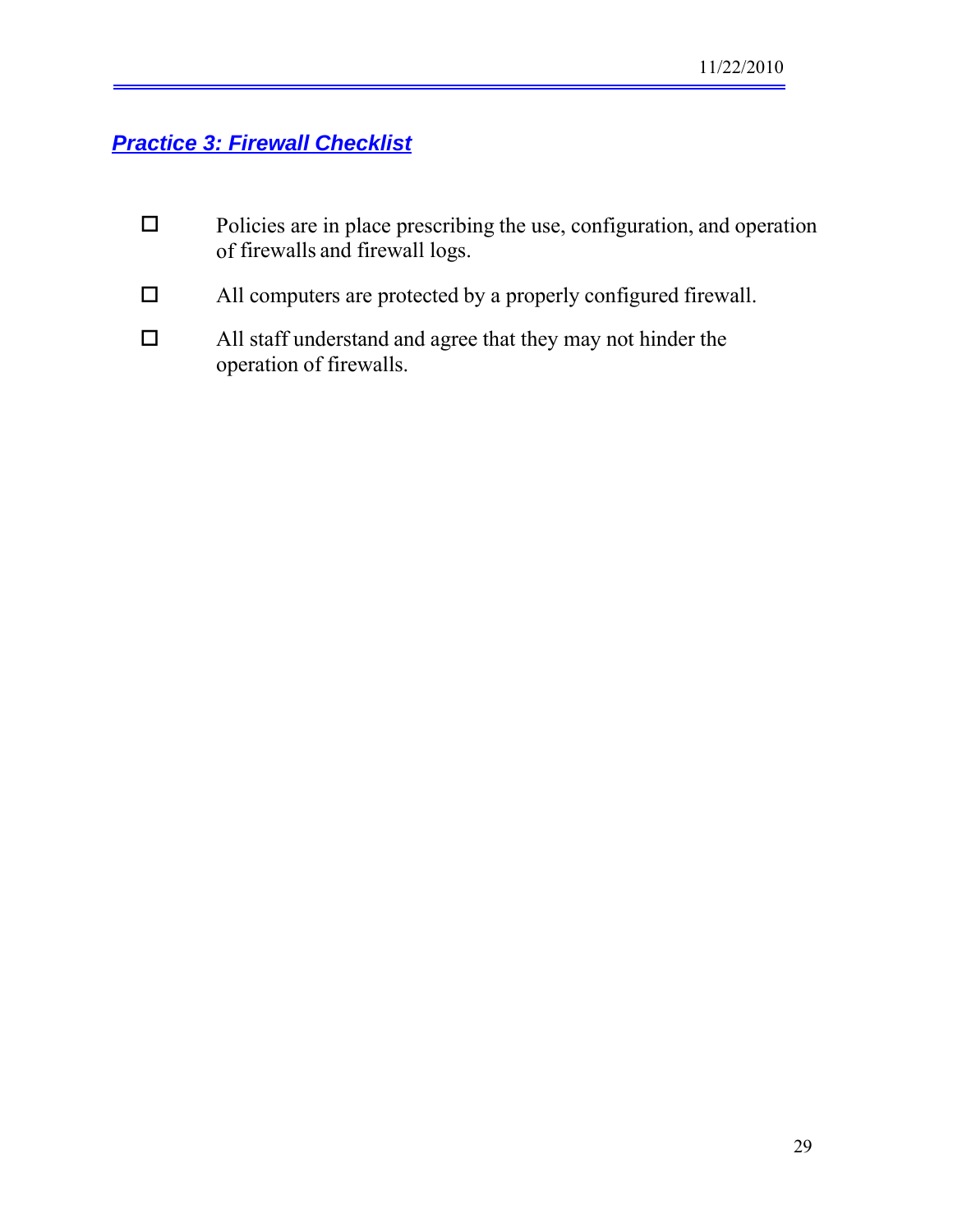## *Practice 3: Firewall Checklist*

- [ ] Policies are in place prescribing the use, configuration, and operation of firewalls and firewall logs.
- [ ] All computers are protected by a properly configured firewall.
- [ ] All staff understand and agree that they may not hinder the operation of firewalls.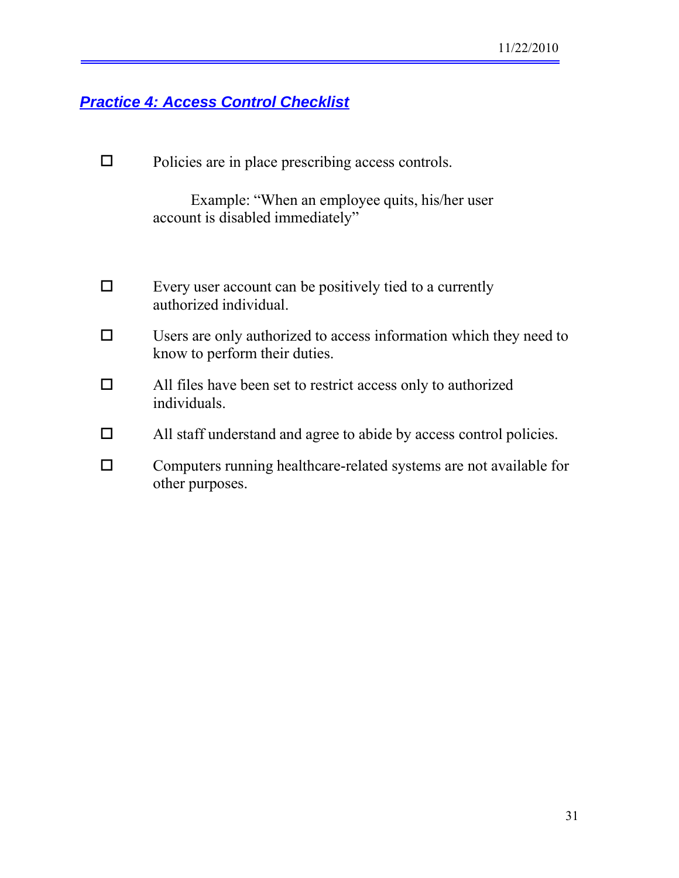## *Practice 4: Access Control Checklist*

- ☐ Policies are in place prescribing access controls.

  Example: "When an employee quits, his/her user account is disabled immediately"

- ☐ Every user account can be positively tied to a currently authorized individual.
- ☐ Users are only authorized to access information which they need to know to perform their duties.
- ☐ All files have been set to restrict access only to authorized individuals.
- ☐ All staff understand and agree to abide by access control policies.
- ☐ Computers running healthcare-related systems are not available for other purposes.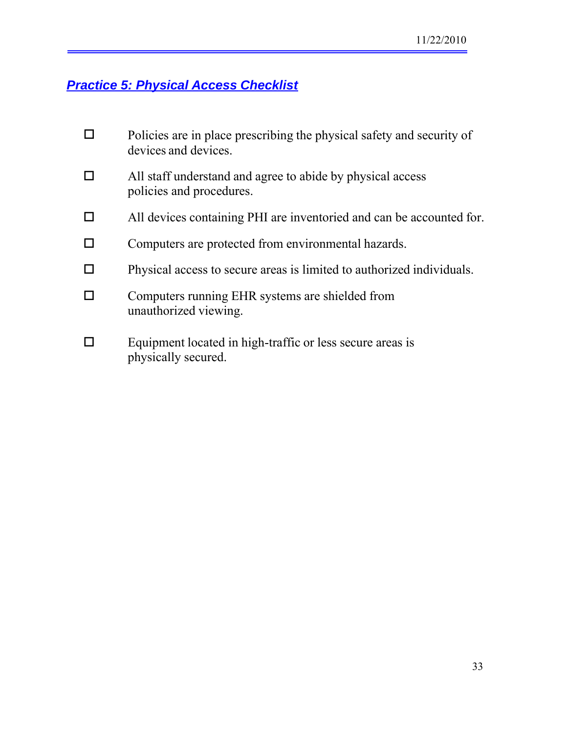## Practice 5: Physical Access Checklist

- ☐ Policies are in place prescribing the physical safety and security of devices and devices.
- ☐ All staff understand and agree to abide by physical access policies and procedures.
- ☐ All devices containing PHI are inventoried and can be accounted for.
- ☐ Computers are protected from environmental hazards.
- ☐ Physical access to secure areas is limited to authorized individuals.
- ☐ Computers running EHR systems are shielded from unauthorized viewing.
- ☐ Equipment located in high-traffic or less secure areas is physically secured.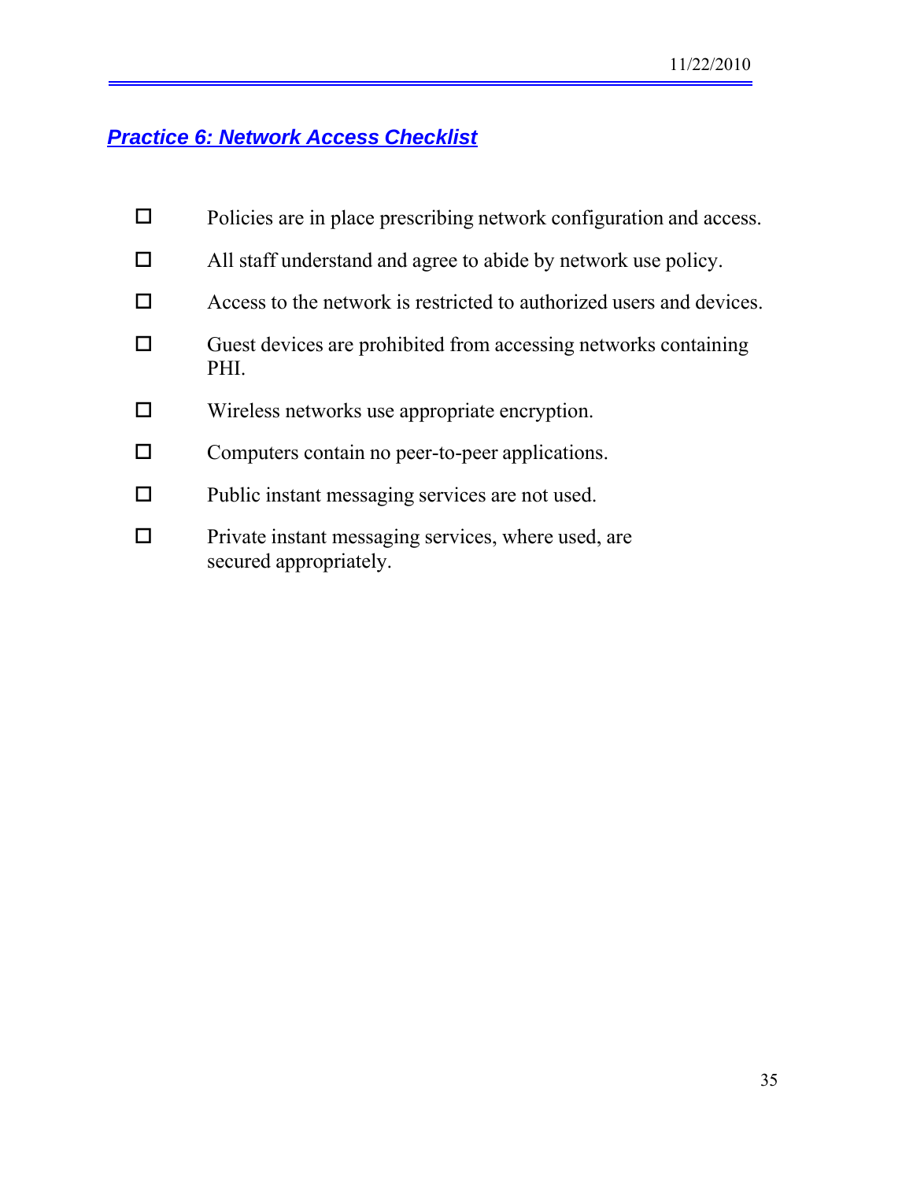## *Practice 6: Network Access Checklist*

- ☐ Policies are in place prescribing network configuration and access.
- ☐ All staff understand and agree to abide by network use policy.
- ☐ Access to the network is restricted to authorized users and devices.
- ☐ Guest devices are prohibited from accessing networks containing PHI.
- ☐ Wireless networks use appropriate encryption.
- ☐ Computers contain no peer-to-peer applications.
- ☐ Public instant messaging services are not used.
- ☐ Private instant messaging services, where used, are secured appropriately.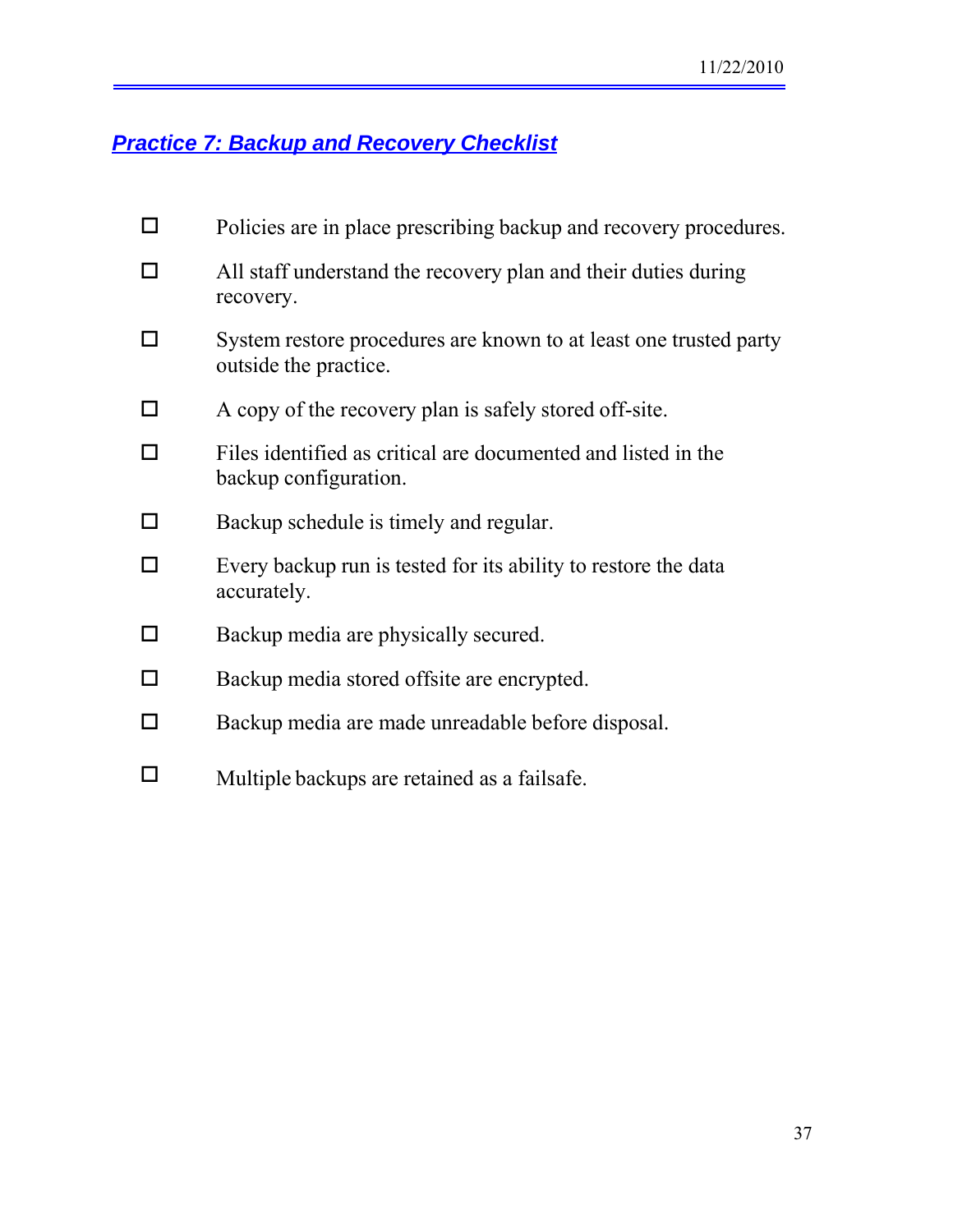## Practice 7: Backup and Recovery Checklist

- [ ] Policies are in place prescribing backup and recovery procedures.
- [ ] All staff understand the recovery plan and their duties during recovery.
- [ ] System restore procedures are known to at least one trusted party outside the practice.
- [ ] A copy of the recovery plan is safely stored off-site.
- [ ] Files identified as critical are documented and listed in the backup configuration.
- [ ] Backup schedule is timely and regular.
- [ ] Every backup run is tested for its ability to restore the data accurately.
- [ ] Backup media are physically secured.
- [ ] Backup media stored offsite are encrypted.
- [ ] Backup media are made unreadable before disposal.
- [ ] Multiple backups are retained as a failsafe.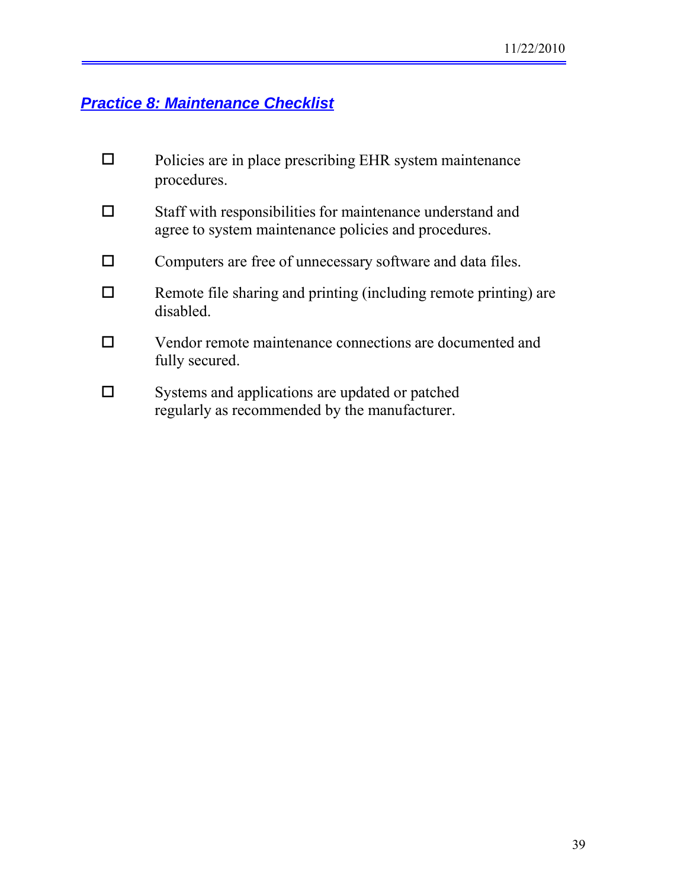## Practice 8: Maintenance Checklist

- [ ] Policies are in place prescribing EHR system maintenance procedures.
- [ ] Staff with responsibilities for maintenance understand and agree to system maintenance policies and procedures.
- [ ] Computers are free of unnecessary software and data files.
- [ ] Remote file sharing and printing (including remote printing) are disabled.
- [ ] Vendor remote maintenance connections are documented and fully secured.
- [ ] Systems and applications are updated or patched regularly as recommended by the manufacturer.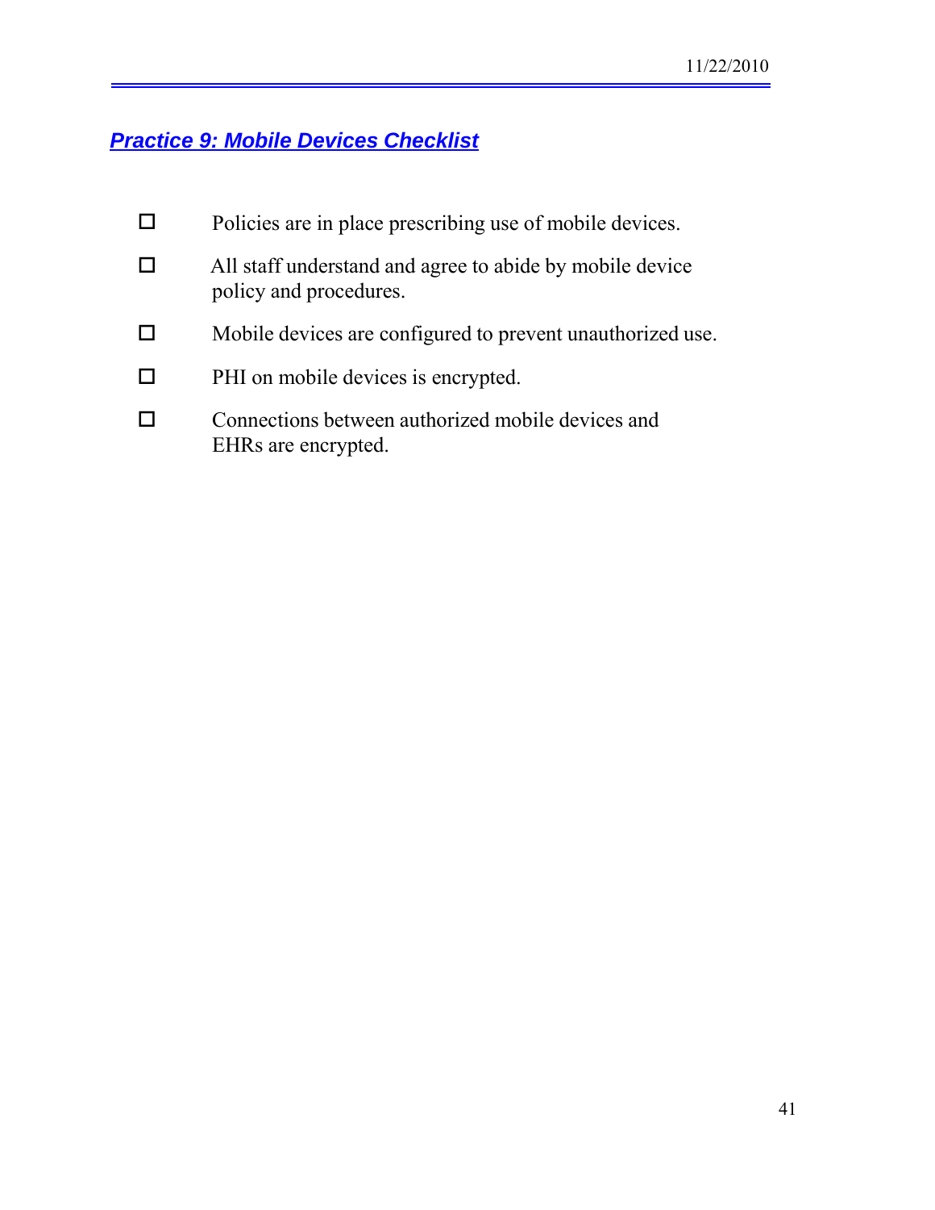## *Practice 9: Mobile Devices Checklist*

- [ ] Policies are in place prescribing use of mobile devices.
- [ ] All staff understand and agree to abide by mobile device policy and procedures.
- [ ] Mobile devices are configured to prevent unauthorized use.
- [ ] PHI on mobile devices is encrypted.
- [ ] Connections between authorized mobile devices and EHRs are encrypted.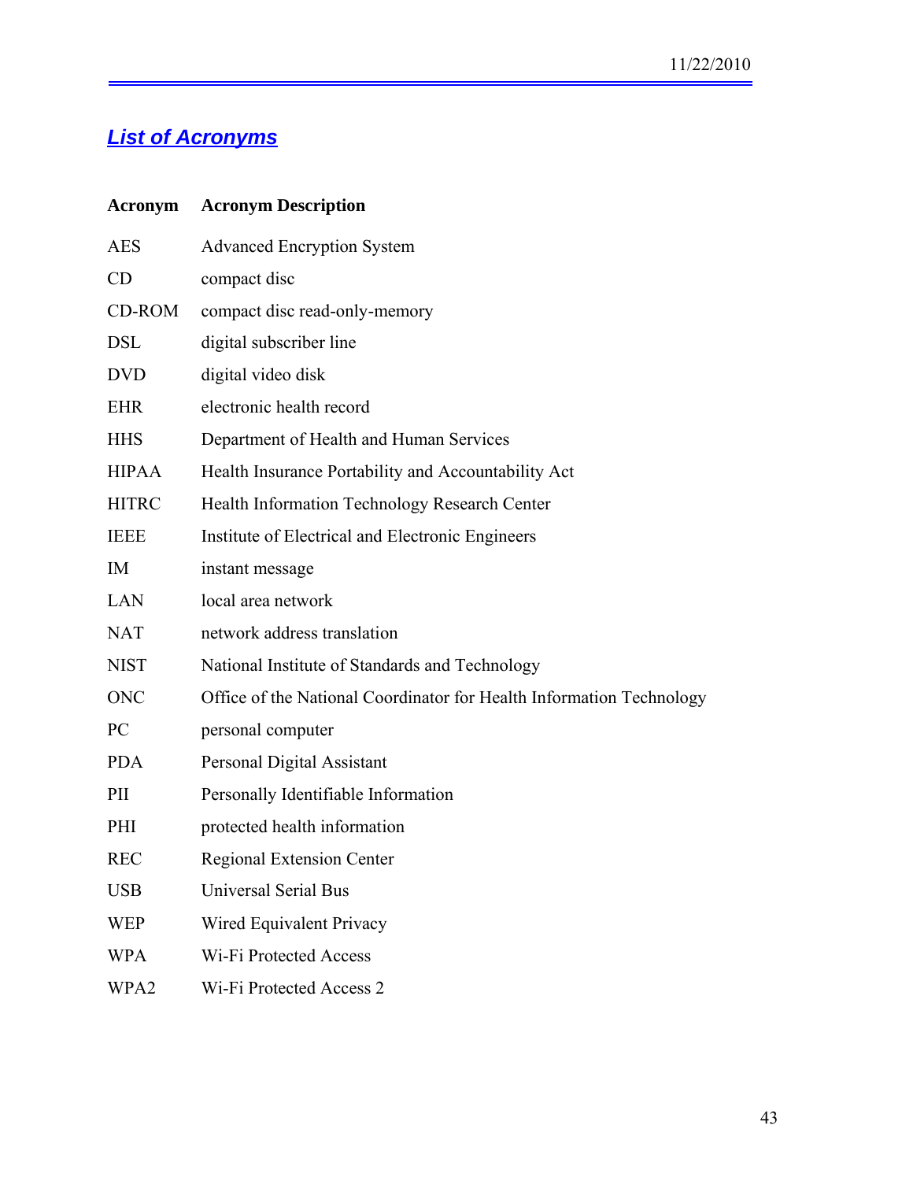## *List of Acronyms*

| Acronym | Acronym Description |
| --- | --- |
| AES | Advanced Encryption System |
| CD | compact disc |
| CD-ROM | compact disc read-only-memory |
| DSL | digital subscriber line |
| DVD | digital video disk |
| EHR | electronic health record |
| HHS | Department of Health and Human Services |
| HIPAA | Health Insurance Portability and Accountability Act |
| HITRC | Health Information Technology Research Center |
| IEEE | Institute of Electrical and Electronic Engineers |
| IM | instant message |
| LAN | local area network |
| NAT | network address translation |
| NIST | National Institute of Standards and Technology |
| ONC | Office of the National Coordinator for Health Information Technology |
| PC | personal computer |
| PDA | Personal Digital Assistant |
| PII | Personally Identifiable Information |
| PHI | protected health information |
| REC | Regional Extension Center |
| USB | Universal Serial Bus |
| WEP | Wired Equivalent Privacy |
| WPA | Wi-Fi Protected Access |
| WPA2 | Wi-Fi Protected Access 2 |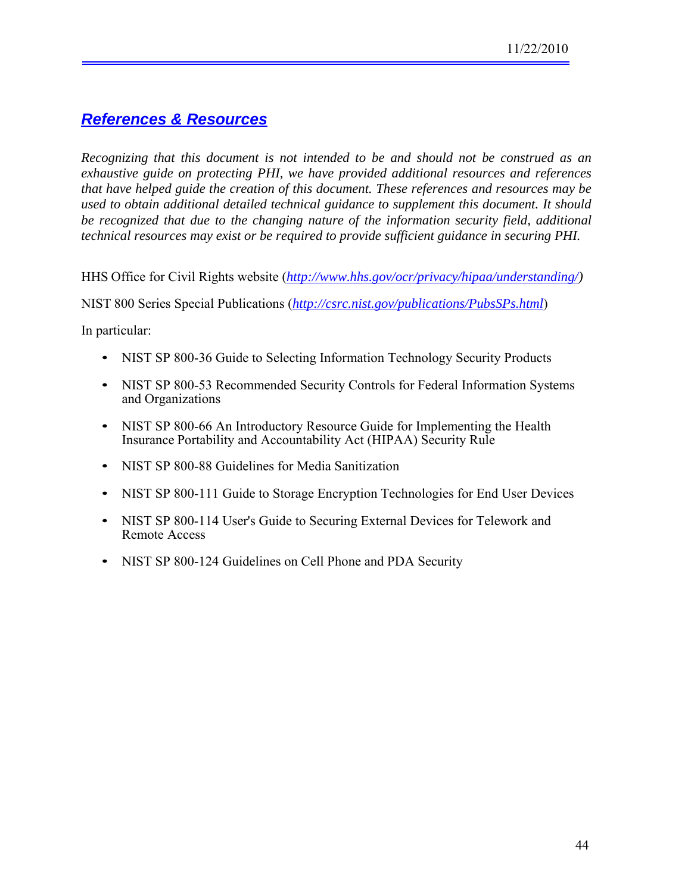## References & Resources

*Recognizing that this document is not intended to be and should not be construed as an exhaustive guide on protecting PHI, we have provided additional resources and references that have helped guide the creation of this document. These references and resources may be used to obtain additional detailed technical guidance to supplement this document. It should be recognized that due to the changing nature of the information security field, additional technical resources may exist or be required to provide sufficient guidance in securing PHI.*

HHS Office for Civil Rights website (*http://www.hhs.gov/ocr/privacy/hipaa/understanding/*)

NIST 800 Series Special Publications (*http://csrc.nist.gov/publications/PubsSPs.html*)

In particular:

- NIST SP 800-36 Guide to Selecting Information Technology Security Products
- NIST SP 800-53 Recommended Security Controls for Federal Information Systems and Organizations
- NIST SP 800-66 An Introductory Resource Guide for Implementing the Health Insurance Portability and Accountability Act (HIPAA) Security Rule
- NIST SP 800-88 Guidelines for Media Sanitization
- NIST SP 800-111 Guide to Storage Encryption Technologies for End User Devices
- NIST SP 800-114 User's Guide to Securing External Devices for Telework and Remote Access
- NIST SP 800-124 Guidelines on Cell Phone and PDA Security